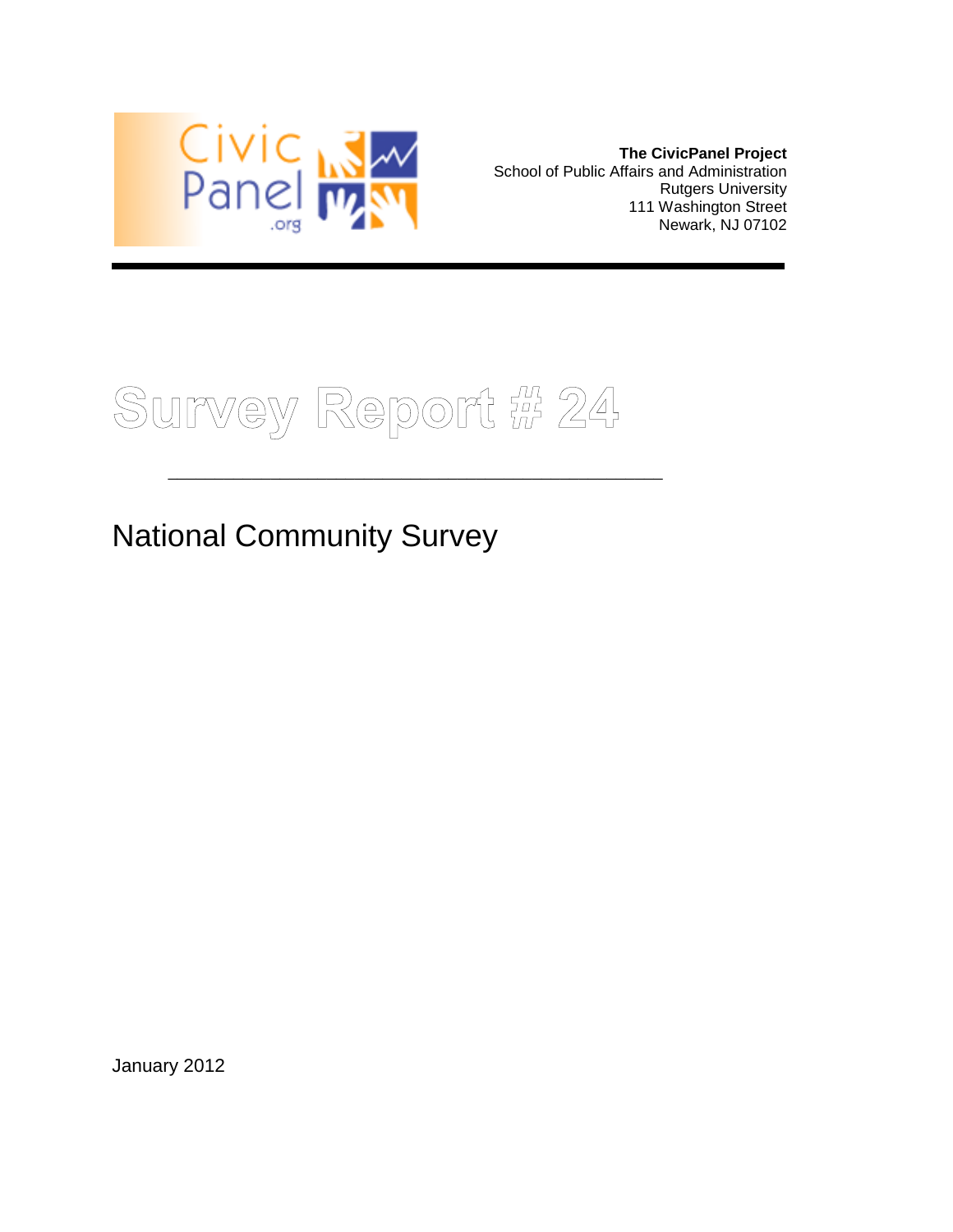**The CivicPanel Project**
School of Public Affairs and Administration
Rutgers University
111 Washington Street
Newark, NJ 07102

# Survey Report # 24

## National Community Survey

January 2012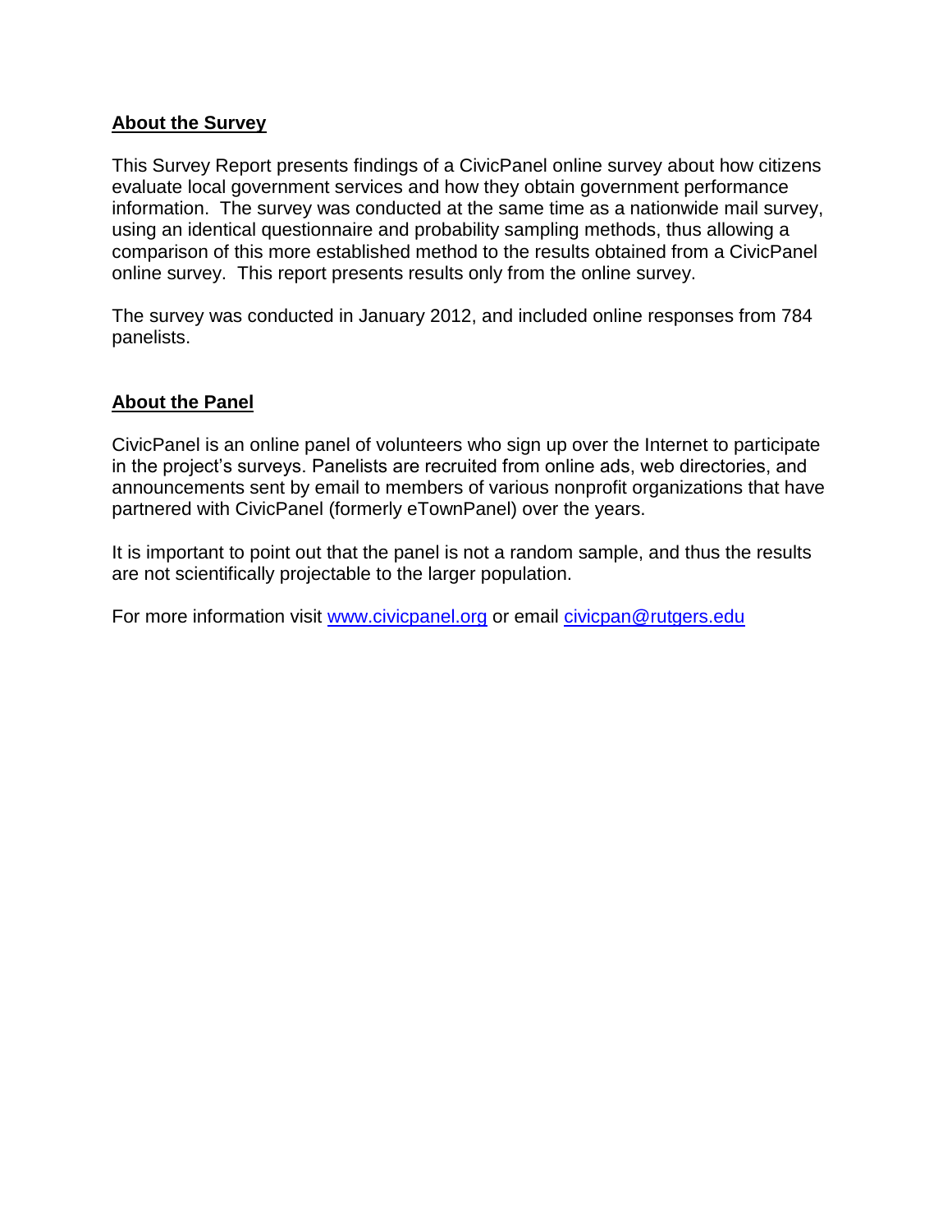## About the Survey

This Survey Report presents findings of a CivicPanel online survey about how citizens evaluate local government services and how they obtain government performance information. The survey was conducted at the same time as a nationwide mail survey, using an identical questionnaire and probability sampling methods, thus allowing a comparison of this more established method to the results obtained from a CivicPanel online survey. This report presents results only from the online survey.

The survey was conducted in January 2012, and included online responses from 784 panelists.

## About the Panel

CivicPanel is an online panel of volunteers who sign up over the Internet to participate in the project's surveys. Panelists are recruited from online ads, web directories, and announcements sent by email to members of various nonprofit organizations that have partnered with CivicPanel (formerly eTownPanel) over the years.

It is important to point out that the panel is not a random sample, and thus the results are not scientifically projectable to the larger population.

For more information visit [www.civicpanel.org](http://www.civicpanel.org) or email [civicpan@rutgers.edu](mailto:civicpan@rutgers.edu)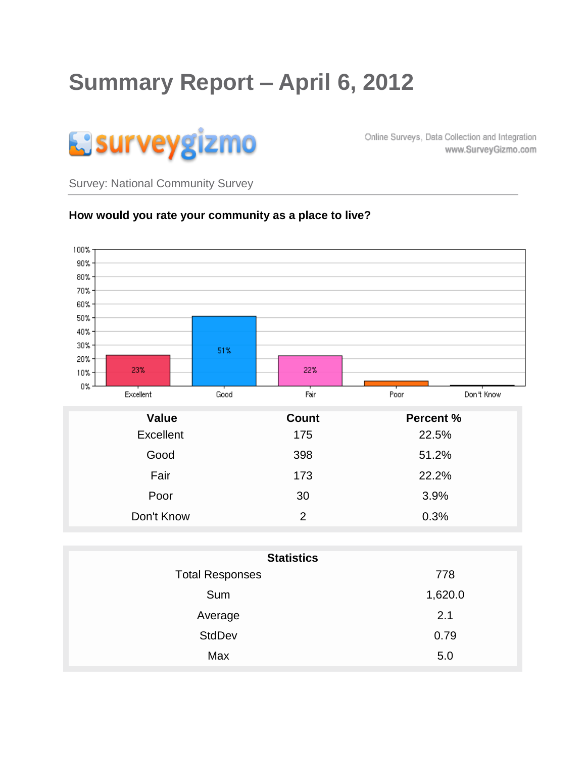# Summary Report – April 6, 2012

surveygizmo

Online Surveys, Data Collection and Integration
www.SurveyGizmo.com

Survey: National Community Survey

**How would you rate your community as a place to live?**

| Value | Count | Percent % |
|---|---|---|
| Excellent | 175 | 22.5% |
| Good | 398 | 51.2% |
| Fair | 173 | 22.2% |
| Poor | 30 | 3.9% |
| Don't Know | 2 | 0.3% |

| Statistics | |
|---|---|
| Total Responses | 778 |
| Sum | 1,620.0 |
| Average | 2.1 |
| StdDev | 0.79 |
| Max | 5.0 |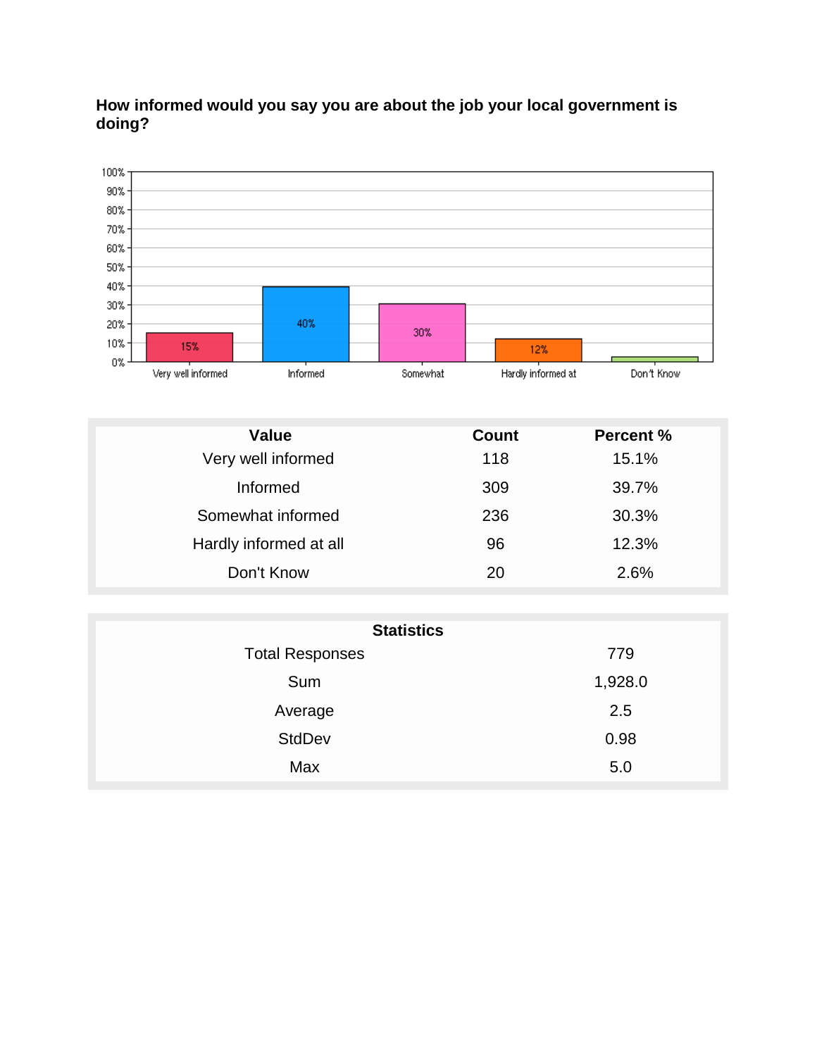**How informed would you say you are about the job your local government is doing?**

| Value | Count | Percent % |
| --- | --- | --- |
| Very well informed | 118 | 15.1% |
| Informed | 309 | 39.7% |
| Somewhat informed | 236 | 30.3% |
| Hardly informed at all | 96 | 12.3% |
| Don't Know | 20 | 2.6% |

| Statistics | |
| --- | --- |
| Total Responses | 779 |
| Sum | 1,928.0 |
| Average | 2.5 |
| StdDev | 0.98 |
| Max | 5.0 |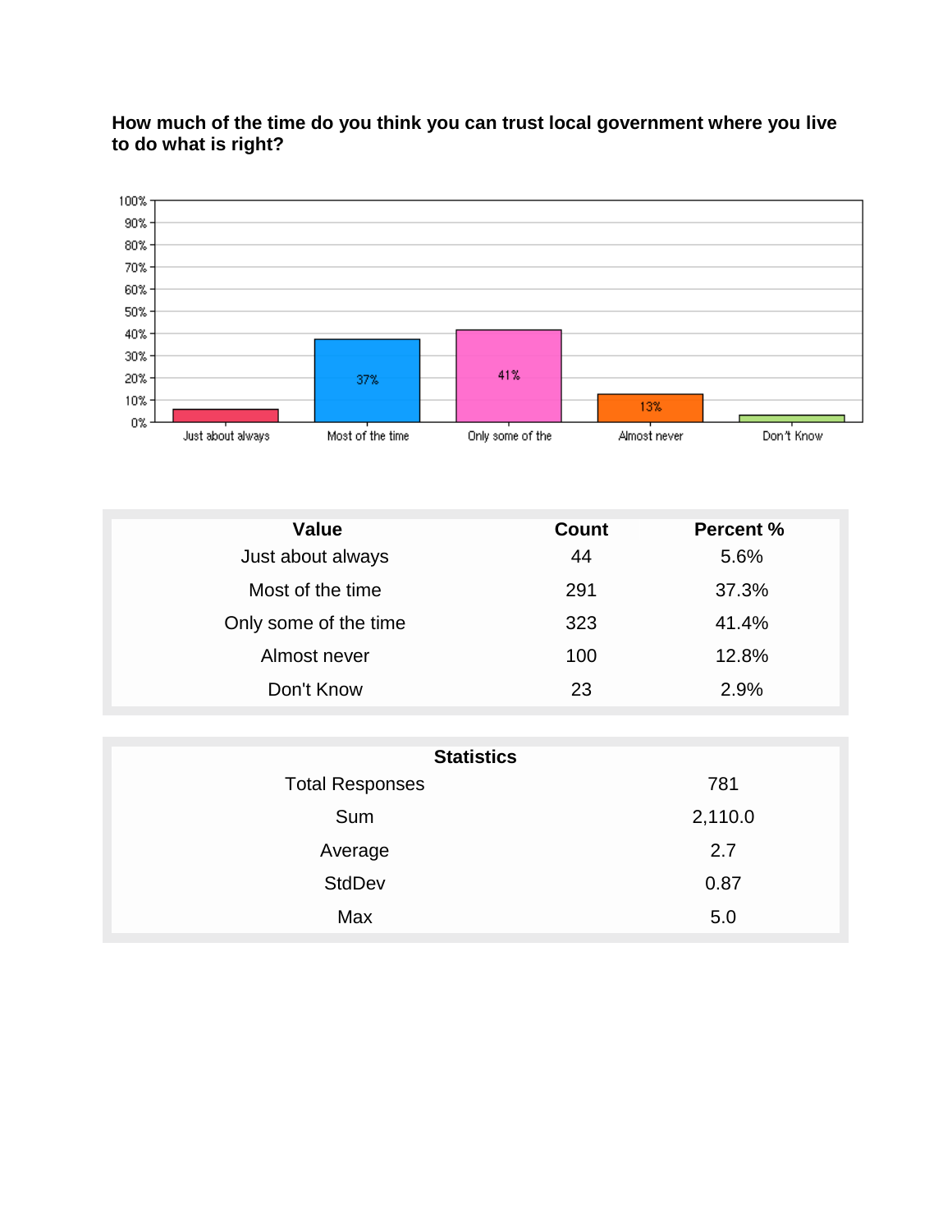**How much of the time do you think you can trust local government where you live to do what is right?**

| Value | Count | Percent % |
|---|---|---|
| Just about always | 44 | 5.6% |
| Most of the time | 291 | 37.3% |
| Only some of the time | 323 | 41.4% |
| Almost never | 100 | 12.8% |
| Don't Know | 23 | 2.9% |

| Statistics | |
|---|---|
| Total Responses | 781 |
| Sum | 2,110.0 |
| Average | 2.7 |
| StdDev | 0.87 |
| Max | 5.0 |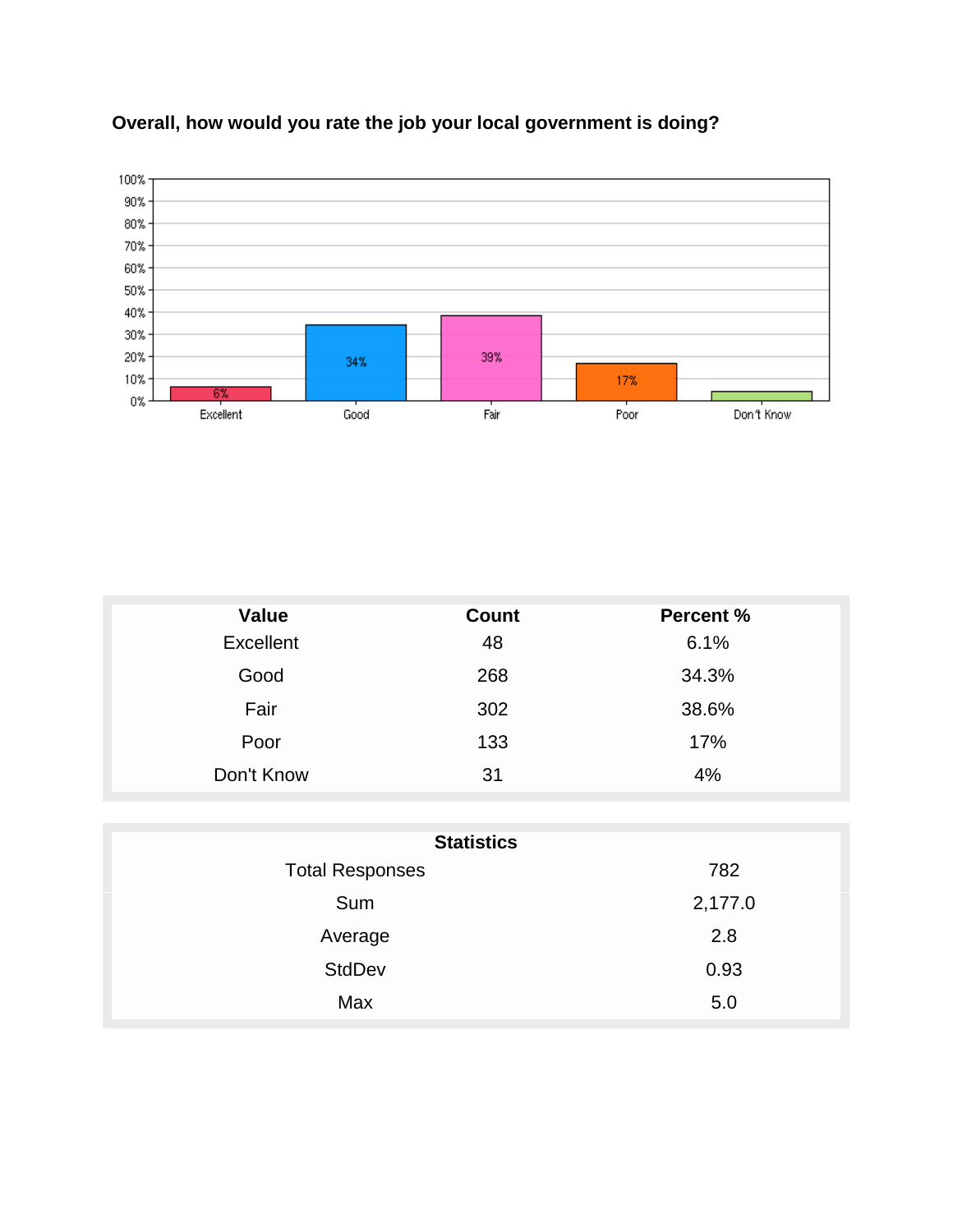**Overall, how would you rate the job your local government is doing?**

| Value | Count | Percent % |
|---|---|---|
| Excellent | 48 | 6.1% |
| Good | 268 | 34.3% |
| Fair | 302 | 38.6% |
| Poor | 133 | 17% |
| Don't Know | 31 | 4% |

| Statistics | |
|---|---|
| Total Responses | 782 |
| Sum | 2,177.0 |
| Average | 2.8 |
| StdDev | 0.93 |
| Max | 5.0 |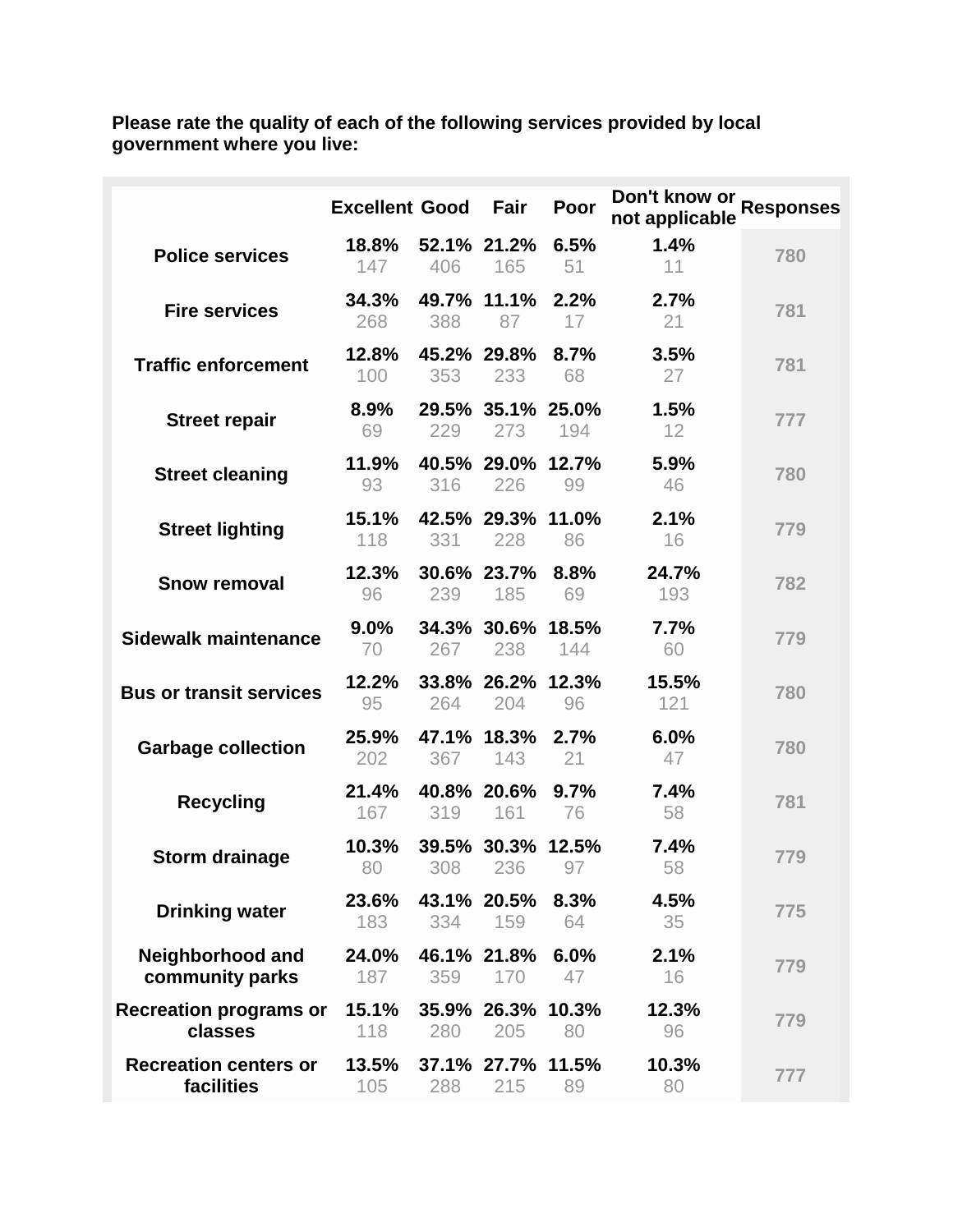**Please rate the quality of each of the following services provided by local government where you live:**

| | Excellent | Good | Fair | Poor | Don't know or not applicable | Responses |
|---|---|---|---|---|---|---|
| **Police services** | **18.8%** 147 | **52.1%** 406 | **21.2%** 165 | **6.5%** 51 | **1.4%** 11 | 780 |
| **Fire services** | **34.3%** 268 | **49.7%** 388 | **11.1%** 87 | **2.2%** 17 | **2.7%** 21 | 781 |
| **Traffic enforcement** | **12.8%** 100 | **45.2%** 353 | **29.8%** 233 | **8.7%** 68 | **3.5%** 27 | 781 |
| **Street repair** | **8.9%** 69 | **29.5%** 229 | **35.1%** 273 | **25.0%** 194 | **1.5%** 12 | 777 |
| **Street cleaning** | **11.9%** 93 | **40.5%** 316 | **29.0%** 226 | **12.7%** 99 | **5.9%** 46 | 780 |
| **Street lighting** | **15.1%** 118 | **42.5%** 331 | **29.3%** 228 | **11.0%** 86 | **2.1%** 16 | 779 |
| **Snow removal** | **12.3%** 96 | **30.6%** 239 | **23.7%** 185 | **8.8%** 69 | **24.7%** 193 | 782 |
| **Sidewalk maintenance** | **9.0%** 70 | **34.3%** 267 | **30.6%** 238 | **18.5%** 144 | **7.7%** 60 | 779 |
| **Bus or transit services** | **12.2%** 95 | **33.8%** 264 | **26.2%** 204 | **12.3%** 96 | **15.5%** 121 | 780 |
| **Garbage collection** | **25.9%** 202 | **47.1%** 367 | **18.3%** 143 | **2.7%** 21 | **6.0%** 47 | 780 |
| **Recycling** | **21.4%** 167 | **40.8%** 319 | **20.6%** 161 | **9.7%** 76 | **7.4%** 58 | 781 |
| **Storm drainage** | **10.3%** 80 | **39.5%** 308 | **30.3%** 236 | **12.5%** 97 | **7.4%** 58 | 779 |
| **Drinking water** | **23.6%** 183 | **43.1%** 334 | **20.5%** 159 | **8.3%** 64 | **4.5%** 35 | 775 |
| **Neighborhood and community parks** | **24.0%** 187 | **46.1%** 359 | **21.8%** 170 | **6.0%** 47 | **2.1%** 16 | 779 |
| **Recreation programs or classes** | **15.1%** 118 | **35.9%** 280 | **26.3%** 205 | **10.3%** 80 | **12.3%** 96 | 779 |
| **Recreation centers or facilities** | **13.5%** 105 | **37.1%** 288 | **27.7%** 215 | **11.5%** 89 | **10.3%** 80 | 777 |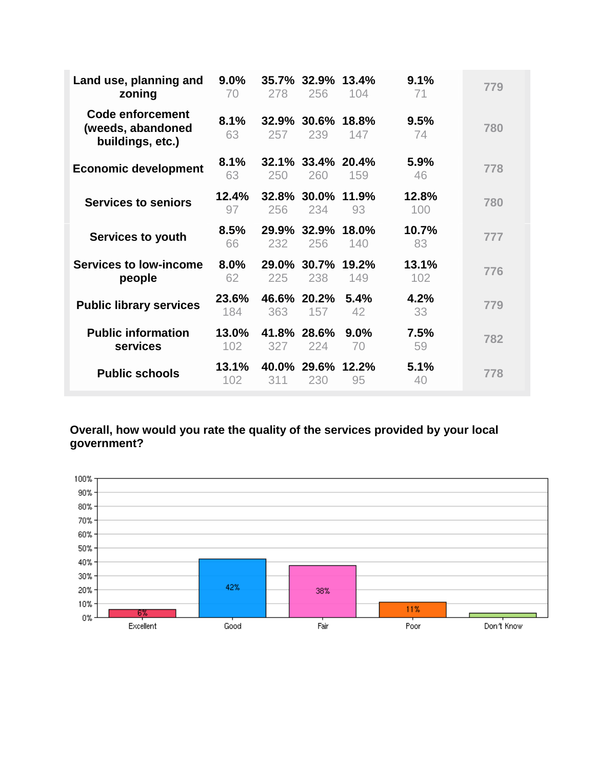| | | | | | | |
|---|---|---|---|---|---|---|
| **Land use, planning and zoning** | **9.0%** 70 | **35.7%** 278 | **32.9%** 256 | **13.4%** 104 | **9.1%** 71 | 779 |
| **Code enforcement (weeds, abandoned buildings, etc.)** | **8.1%** 63 | **32.9%** 257 | **30.6%** 239 | **18.8%** 147 | **9.5%** 74 | 780 |
| **Economic development** | **8.1%** 63 | **32.1%** 250 | **33.4%** 260 | **20.4%** 159 | **5.9%** 46 | 778 |
| **Services to seniors** | **12.4%** 97 | **32.8%** 256 | **30.0%** 234 | **11.9%** 93 | **12.8%** 100 | 780 |
| **Services to youth** | **8.5%** 66 | **29.9%** 232 | **32.9%** 256 | **18.0%** 140 | **10.7%** 83 | 777 |
| **Services to low-income people** | **8.0%** 62 | **29.0%** 225 | **30.7%** 238 | **19.2%** 149 | **13.1%** 102 | 776 |
| **Public library services** | **23.6%** 184 | **46.6%** 363 | **20.2%** 157 | **5.4%** 42 | **4.2%** 33 | 779 |
| **Public information services** | **13.0%** 102 | **41.8%** 327 | **28.6%** 224 | **9.0%** 70 | **7.5%** 59 | 782 |
| **Public schools** | **13.1%** 102 | **40.0%** 311 | **29.6%** 230 | **12.2%** 95 | **5.1%** 40 | 778 |

**Overall, how would you rate the quality of the services provided by your local government?**

| Response | Percent |
|---|---|
| Excellent | 6% |
| Good | 42% |
| Fair | 38% |
| Poor | 11% |
| Don't Know | |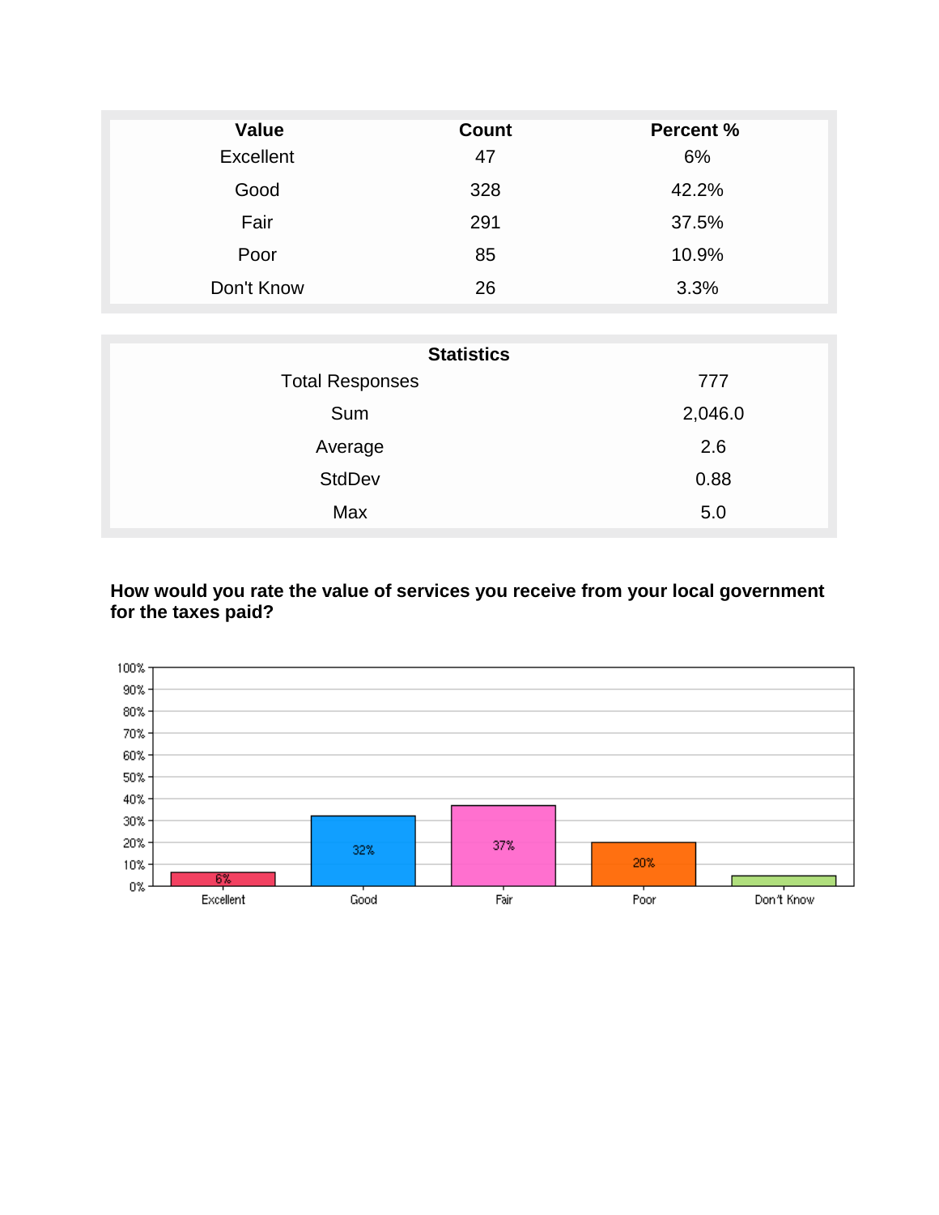| Value | Count | Percent % |
|---|---|---|
| Excellent | 47 | 6% |
| Good | 328 | 42.2% |
| Fair | 291 | 37.5% |
| Poor | 85 | 10.9% |
| Don't Know | 26 | 3.3% |

| Statistics | |
|---|---|
| Total Responses | 777 |
| Sum | 2,046.0 |
| Average | 2.6 |
| StdDev | 0.88 |
| Max | 5.0 |

**How would you rate the value of services you receive from your local government for the taxes paid?**

| Value | Percent |
|---|---|
| Excellent | 6% |
| Good | 32% |
| Fair | 37% |
| Poor | 20% |
| Don't Know | |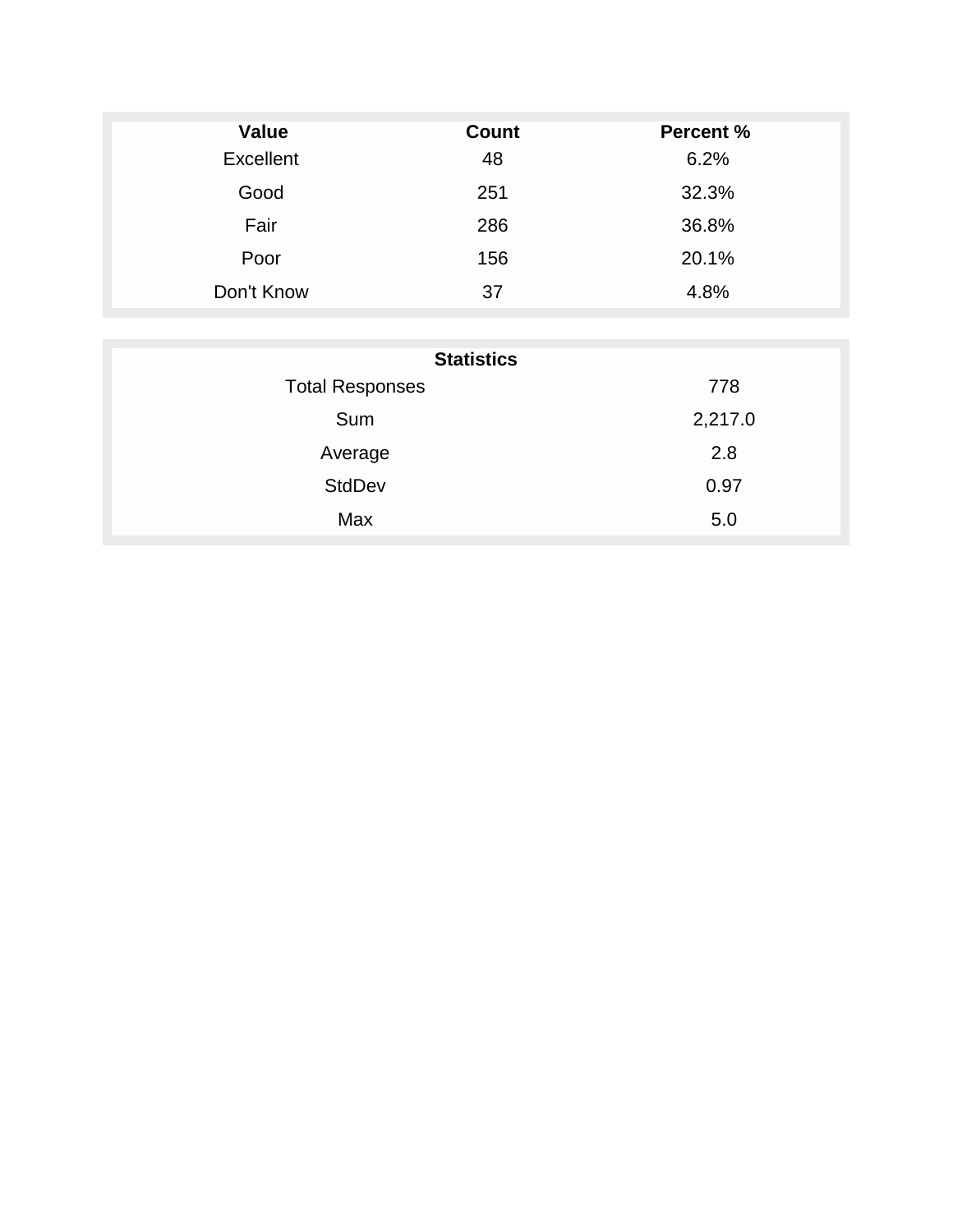| Value | Count | Percent % |
|---|---|---|
| Excellent | 48 | 6.2% |
| Good | 251 | 32.3% |
| Fair | 286 | 36.8% |
| Poor | 156 | 20.1% |
| Don't Know | 37 | 4.8% |

| Statistics | |
|---|---|
| Total Responses | 778 |
| Sum | 2,217.0 |
| Average | 2.8 |
| StdDev | 0.97 |
| Max | 5.0 |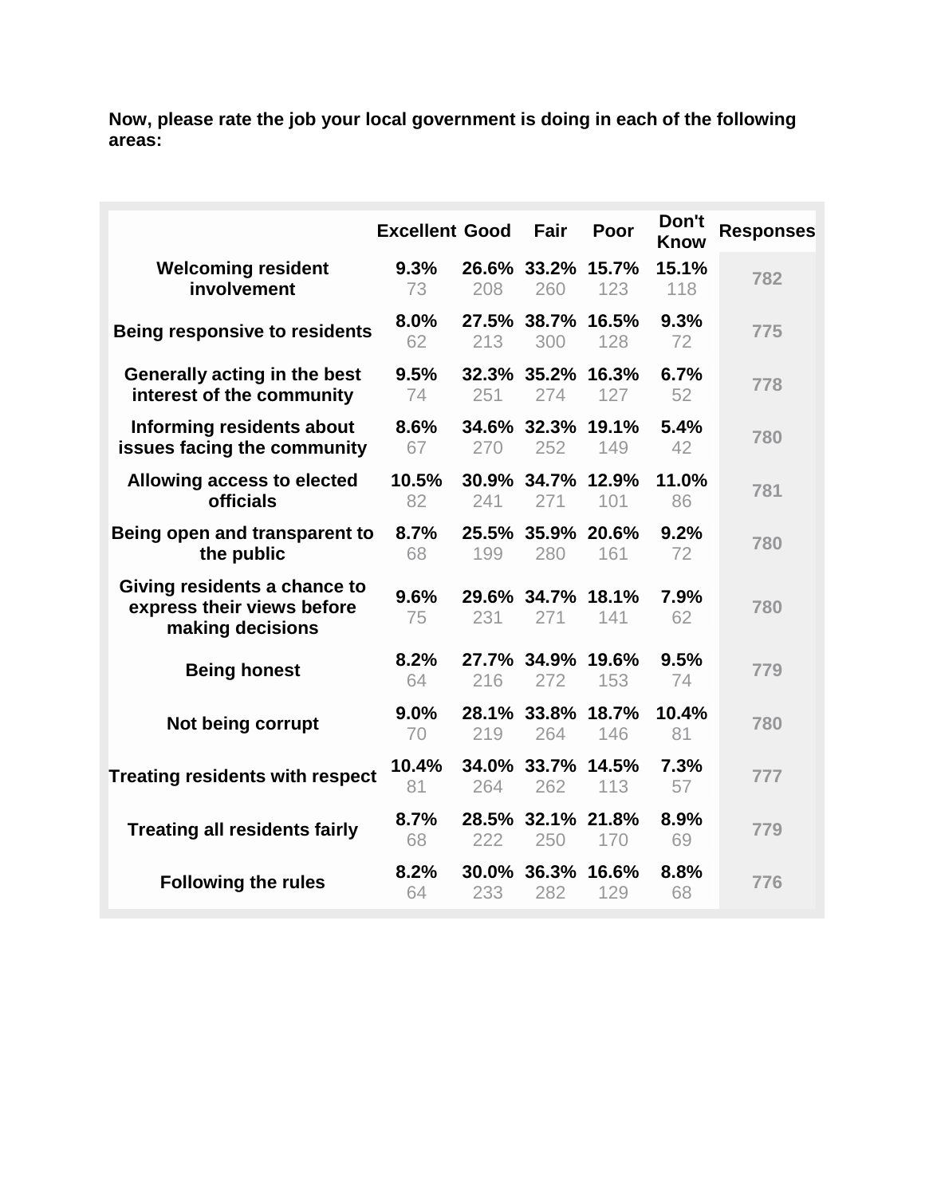**Now, please rate the job your local government is doing in each of the following areas:**

| | Excellent | Good | Fair | Poor | Don't Know | Responses |
|---|---|---|---|---|---|---|
| **Welcoming resident involvement** | **9.3%** 73 | **26.6%** 208 | **33.2%** 260 | **15.7%** 123 | **15.1%** 118 | 782 |
| **Being responsive to residents** | **8.0%** 62 | **27.5%** 213 | **38.7%** 300 | **16.5%** 128 | **9.3%** 72 | 775 |
| **Generally acting in the best interest of the community** | **9.5%** 74 | **32.3%** 251 | **35.2%** 274 | **16.3%** 127 | **6.7%** 52 | 778 |
| **Informing residents about issues facing the community** | **8.6%** 67 | **34.6%** 270 | **32.3%** 252 | **19.1%** 149 | **5.4%** 42 | 780 |
| **Allowing access to elected officials** | **10.5%** 82 | **30.9%** 241 | **34.7%** 271 | **12.9%** 101 | **11.0%** 86 | 781 |
| **Being open and transparent to the public** | **8.7%** 68 | **25.5%** 199 | **35.9%** 280 | **20.6%** 161 | **9.2%** 72 | 780 |
| **Giving residents a chance to express their views before making decisions** | **9.6%** 75 | **29.6%** 231 | **34.7%** 271 | **18.1%** 141 | **7.9%** 62 | 780 |
| **Being honest** | **8.2%** 64 | **27.7%** 216 | **34.9%** 272 | **19.6%** 153 | **9.5%** 74 | 779 |
| **Not being corrupt** | **9.0%** 70 | **28.1%** 219 | **33.8%** 264 | **18.7%** 146 | **10.4%** 81 | 780 |
| **Treating residents with respect** | **10.4%** 81 | **34.0%** 264 | **33.7%** 262 | **14.5%** 113 | **7.3%** 57 | 777 |
| **Treating all residents fairly** | **8.7%** 68 | **28.5%** 222 | **32.1%** 250 | **21.8%** 170 | **8.9%** 69 | 779 |
| **Following the rules** | **8.2%** 64 | **30.0%** 233 | **36.3%** 282 | **16.6%** 129 | **8.8%** 68 | 776 |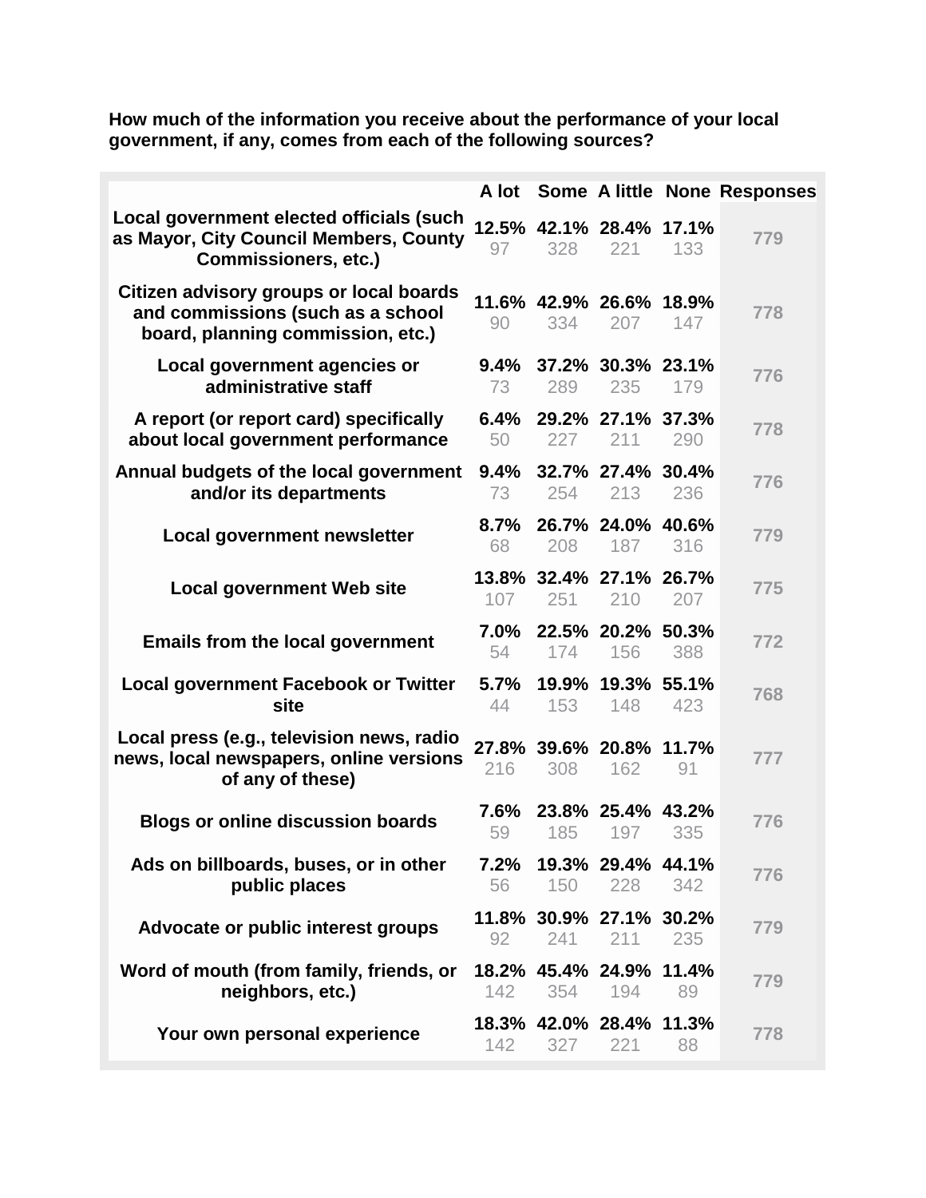**How much of the information you receive about the performance of your local government, if any, comes from each of the following sources?**

| | A lot | Some | A little | None | Responses |
|---|---|---|---|---|---|
| Local government elected officials (such as Mayor, City Council Members, County Commissioners, etc.) | 12.5% 97 | 42.1% 328 | 28.4% 221 | 17.1% 133 | 779 |
| Citizen advisory groups or local boards and commissions (such as a school board, planning commission, etc.) | 11.6% 90 | 42.9% 334 | 26.6% 207 | 18.9% 147 | 778 |
| Local government agencies or administrative staff | 9.4% 73 | 37.2% 289 | 30.3% 235 | 23.1% 179 | 776 |
| A report (or report card) specifically about local government performance | 6.4% 50 | 29.2% 227 | 27.1% 211 | 37.3% 290 | 778 |
| Annual budgets of the local government and/or its departments | 9.4% 73 | 32.7% 254 | 27.4% 213 | 30.4% 236 | 776 |
| Local government newsletter | 8.7% 68 | 26.7% 208 | 24.0% 187 | 40.6% 316 | 779 |
| Local government Web site | 13.8% 107 | 32.4% 251 | 27.1% 210 | 26.7% 207 | 775 |
| Emails from the local government | 7.0% 54 | 22.5% 174 | 20.2% 156 | 50.3% 388 | 772 |
| Local government Facebook or Twitter site | 5.7% 44 | 19.9% 153 | 19.3% 148 | 55.1% 423 | 768 |
| Local press (e.g., television news, radio news, local newspapers, online versions of any of these) | 27.8% 216 | 39.6% 308 | 20.8% 162 | 11.7% 91 | 777 |
| Blogs or online discussion boards | 7.6% 59 | 23.8% 185 | 25.4% 197 | 43.2% 335 | 776 |
| Ads on billboards, buses, or in other public places | 7.2% 56 | 19.3% 150 | 29.4% 228 | 44.1% 342 | 776 |
| Advocate or public interest groups | 11.8% 92 | 30.9% 241 | 27.1% 211 | 30.2% 235 | 779 |
| Word of mouth (from family, friends, or neighbors, etc.) | 18.2% 142 | 45.4% 354 | 24.9% 194 | 11.4% 89 | 779 |
| Your own personal experience | 18.3% 142 | 42.0% 327 | 28.4% 221 | 11.3% 88 | 778 |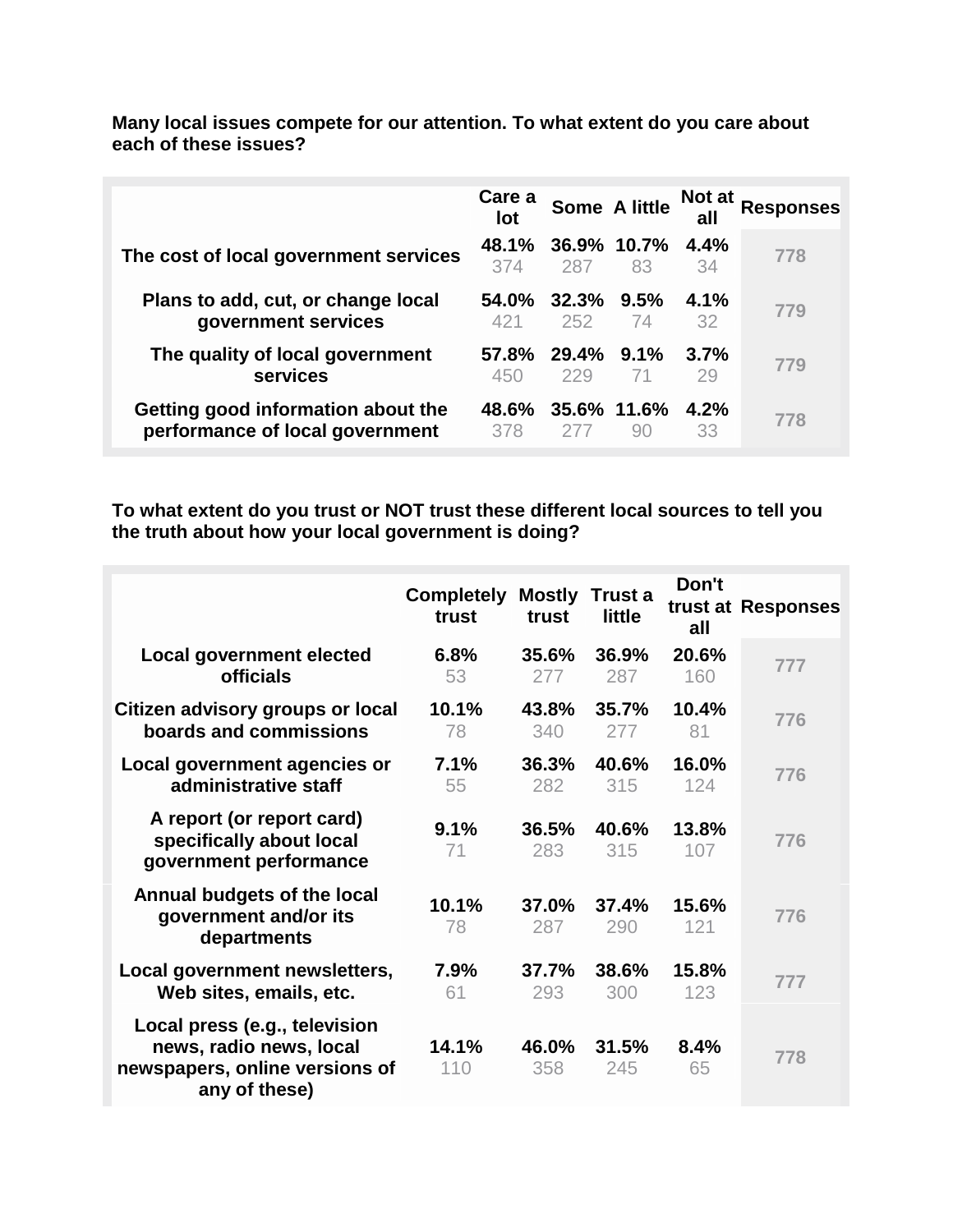**Many local issues compete for our attention. To what extent do you care about each of these issues?**

| | Care a lot | Some | A little | Not at all | Responses |
|---|---|---|---|---|---|
| The cost of local government services | 48.1% 374 | 36.9% 287 | 10.7% 83 | 4.4% 34 | 778 |
| Plans to add, cut, or change local government services | 54.0% 421 | 32.3% 252 | 9.5% 74 | 4.1% 32 | 779 |
| The quality of local government services | 57.8% 450 | 29.4% 229 | 9.1% 71 | 3.7% 29 | 779 |
| Getting good information about the performance of local government | 48.6% 378 | 35.6% 277 | 11.6% 90 | 4.2% 33 | 778 |

**To what extent do you trust or NOT trust these different local sources to tell you the truth about how your local government is doing?**

| | Completely trust | Mostly trust | Trust a little | Don't trust at all | Responses |
|---|---|---|---|---|---|
| Local government elected officials | 6.8% 53 | 35.6% 277 | 36.9% 287 | 20.6% 160 | 777 |
| Citizen advisory groups or local boards and commissions | 10.1% 78 | 43.8% 340 | 35.7% 277 | 10.4% 81 | 776 |
| Local government agencies or administrative staff | 7.1% 55 | 36.3% 282 | 40.6% 315 | 16.0% 124 | 776 |
| A report (or report card) specifically about local government performance | 9.1% 71 | 36.5% 283 | 40.6% 315 | 13.8% 107 | 776 |
| Annual budgets of the local government and/or its departments | 10.1% 78 | 37.0% 287 | 37.4% 290 | 15.6% 121 | 776 |
| Local government newsletters, Web sites, emails, etc. | 7.9% 61 | 37.7% 293 | 38.6% 300 | 15.8% 123 | 777 |
| Local press (e.g., television news, radio news, local newspapers, online versions of any of these) | 14.1% 110 | 46.0% 358 | 31.5% 245 | 8.4% 65 | 778 |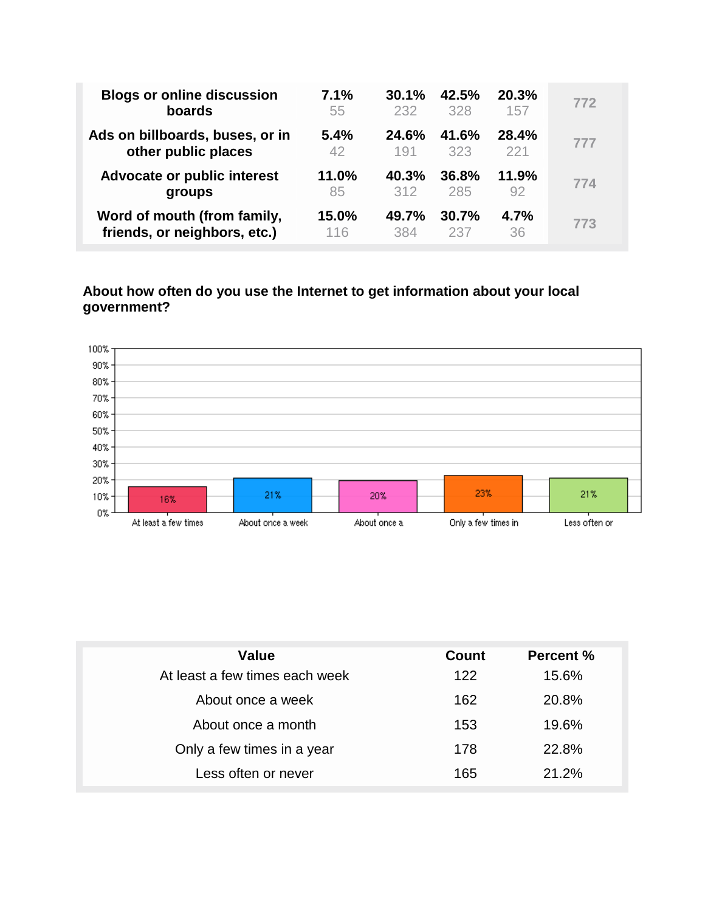| | | | | | |
|---|---|---|---|---|---|
| **Blogs or online discussion boards** | **7.1%** 55 | **30.1%** 232 | **42.5%** 328 | **20.3%** 157 | 772 |
| **Ads on billboards, buses, or in other public places** | **5.4%** 42 | **24.6%** 191 | **41.6%** 323 | **28.4%** 221 | 777 |
| **Advocate or public interest groups** | **11.0%** 85 | **40.3%** 312 | **36.8%** 285 | **11.9%** 92 | 774 |
| **Word of mouth (from family, friends, or neighbors, etc.)** | **15.0%** 116 | **49.7%** 384 | **30.7%** 237 | **4.7%** 36 | 773 |

**About how often do you use the Internet to get information about your local government?**

| At least a few times | About once a week | About once a | Only a few times in | Less often or |
|---|---|---|---|---|
| 16% | 21% | 20% | 23% | 21% |

| Value | Count | Percent % |
|---|---|---|
| At least a few times each week | 122 | 15.6% |
| About once a week | 162 | 20.8% |
| About once a month | 153 | 19.6% |
| Only a few times in a year | 178 | 22.8% |
| Less often or never | 165 | 21.2% |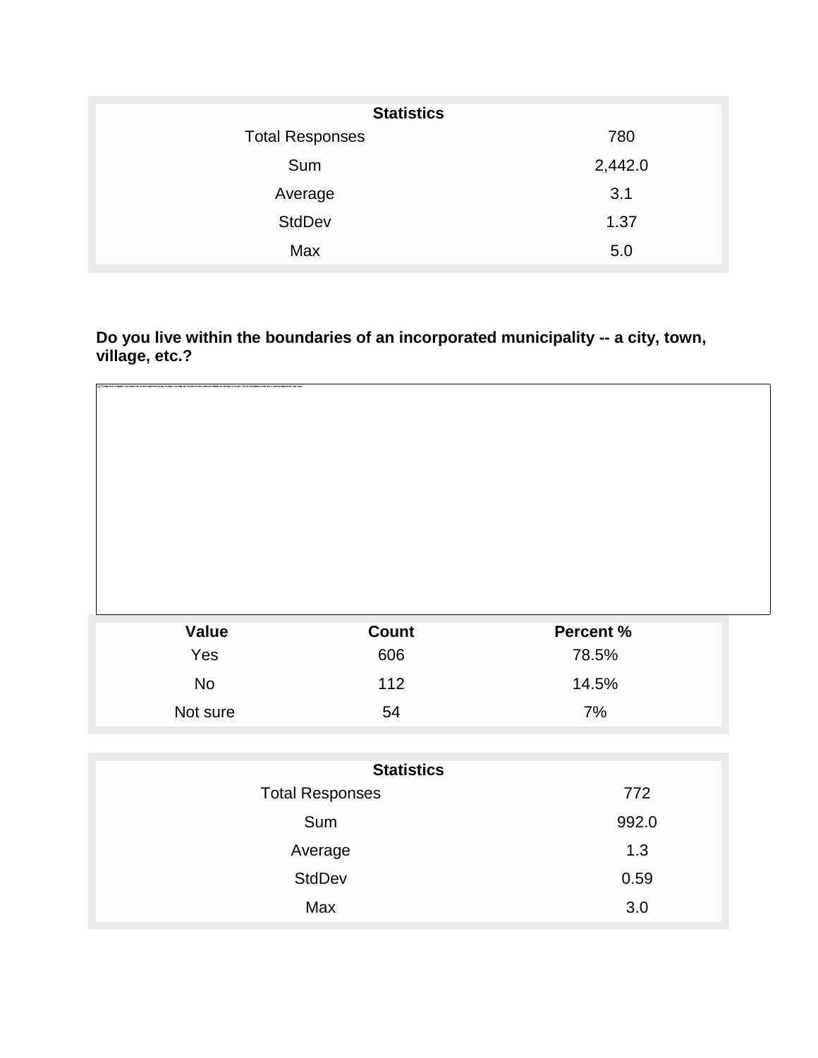| Statistics | |
|---|---|
| Total Responses | 780 |
| Sum | 2,442.0 |
| Average | 3.1 |
| StdDev | 1.37 |
| Max | 5.0 |

**Do you live within the boundaries of an incorporated municipality -- a city, town, village, etc.?**

| Value | Count | Percent % |
|---|---|---|
| Yes | 606 | 78.5% |
| No | 112 | 14.5% |
| Not sure | 54 | 7% |

| Statistics | |
|---|---|
| Total Responses | 772 |
| Sum | 992.0 |
| Average | 1.3 |
| StdDev | 0.59 |
| Max | 3.0 |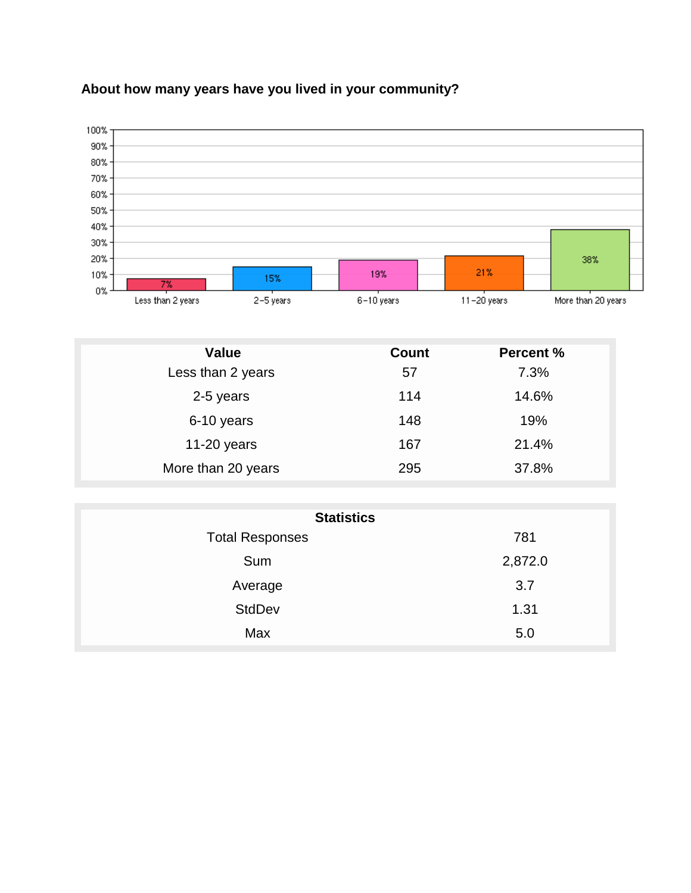**About how many years have you lived in your community?**

| Value | Count | Percent % |
|---|---|---|
| Less than 2 years | 57 | 7.3% |
| 2-5 years | 114 | 14.6% |
| 6-10 years | 148 | 19% |
| 11-20 years | 167 | 21.4% |
| More than 20 years | 295 | 37.8% |

| Statistics | |
|---|---|
| Total Responses | 781 |
| Sum | 2,872.0 |
| Average | 3.7 |
| StdDev | 1.31 |
| Max | 5.0 |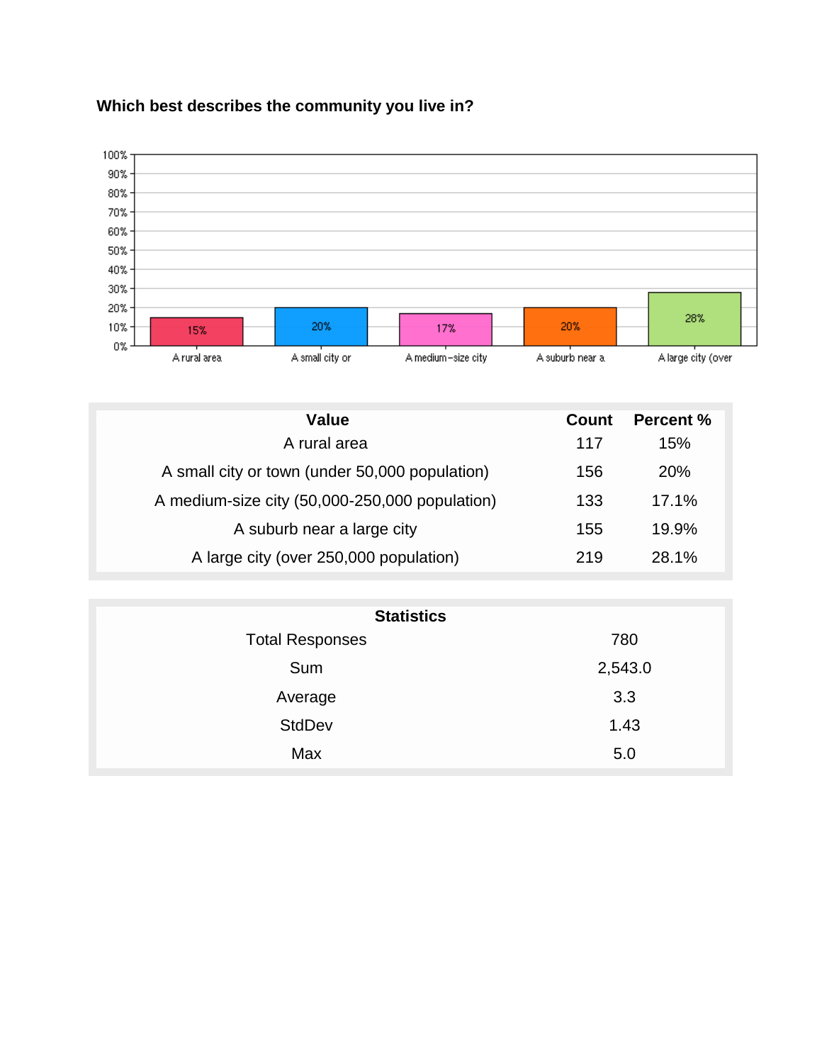**Which best describes the community you live in?**

| Value | Count | Percent % |
|---|---|---|
| A rural area | 117 | 15% |
| A small city or town (under 50,000 population) | 156 | 20% |
| A medium-size city (50,000-250,000 population) | 133 | 17.1% |
| A suburb near a large city | 155 | 19.9% |
| A large city (over 250,000 population) | 219 | 28.1% |

| Statistics | |
|---|---|
| Total Responses | 780 |
| Sum | 2,543.0 |
| Average | 3.3 |
| StdDev | 1.43 |
| Max | 5.0 |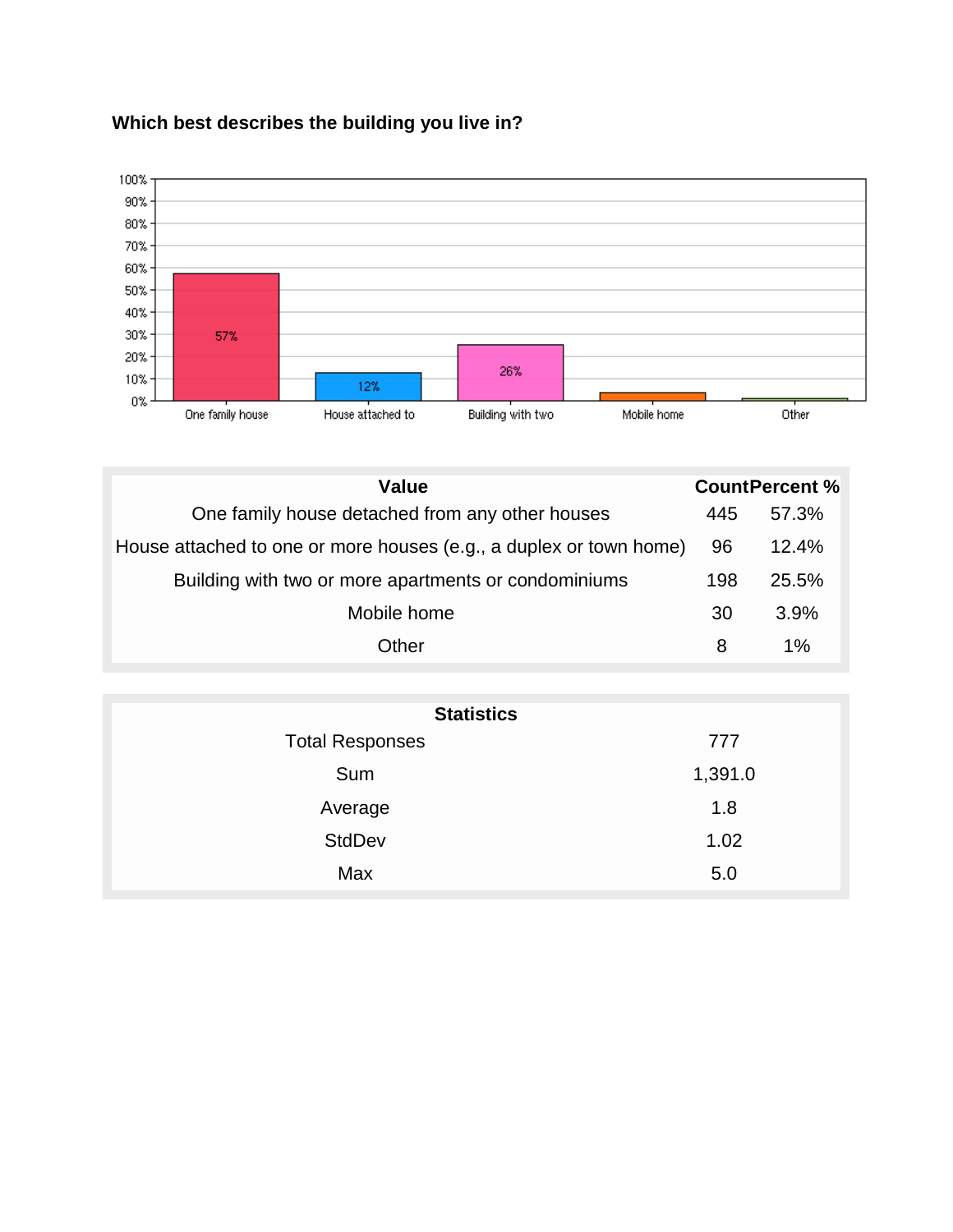### Which best describes the building you live in?

| Value | Count | Percent % |
|---|---|---|
| One family house detached from any other houses | 445 | 57.3% |
| House attached to one or more houses (e.g., a duplex or town home) | 96 | 12.4% |
| Building with two or more apartments or condominiums | 198 | 25.5% |
| Mobile home | 30 | 3.9% |
| Other | 8 | 1% |

| Statistics | |
|---|---|
| Total Responses | 777 |
| Sum | 1,391.0 |
| Average | 1.8 |
| StdDev | 1.02 |
| Max | 5.0 |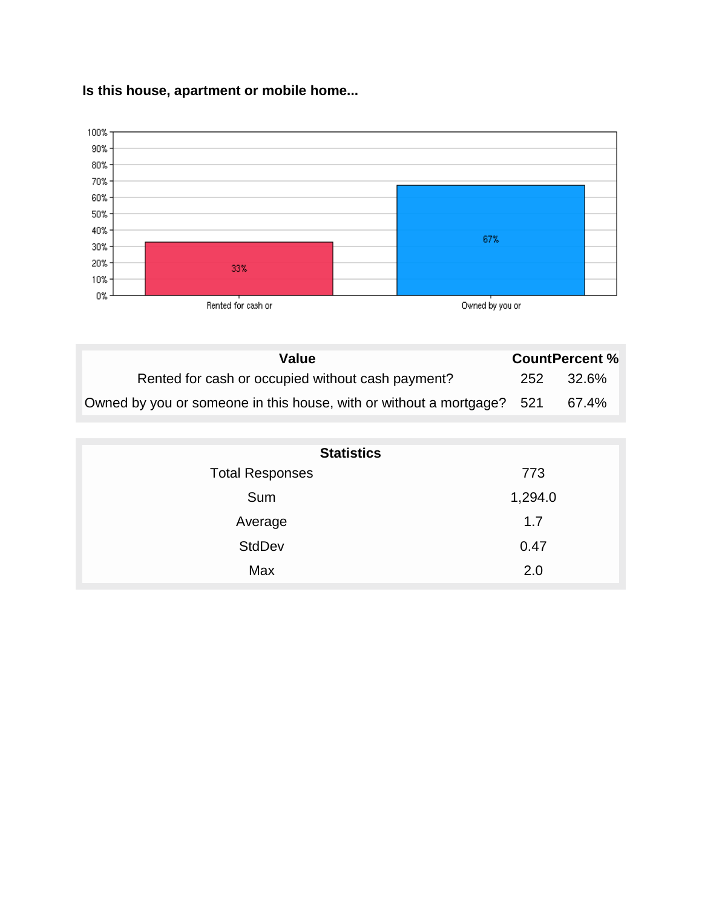**Is this house, apartment or mobile home...**

| Value | Count | Percent % |
|---|---|---|
| Rented for cash or occupied without cash payment? | 252 | 32.6% |
| Owned by you or someone in this house, with or without a mortgage? | 521 | 67.4% |

| Statistics | |
|---|---|
| Total Responses | 773 |
| Sum | 1,294.0 |
| Average | 1.7 |
| StdDev | 0.47 |
| Max | 2.0 |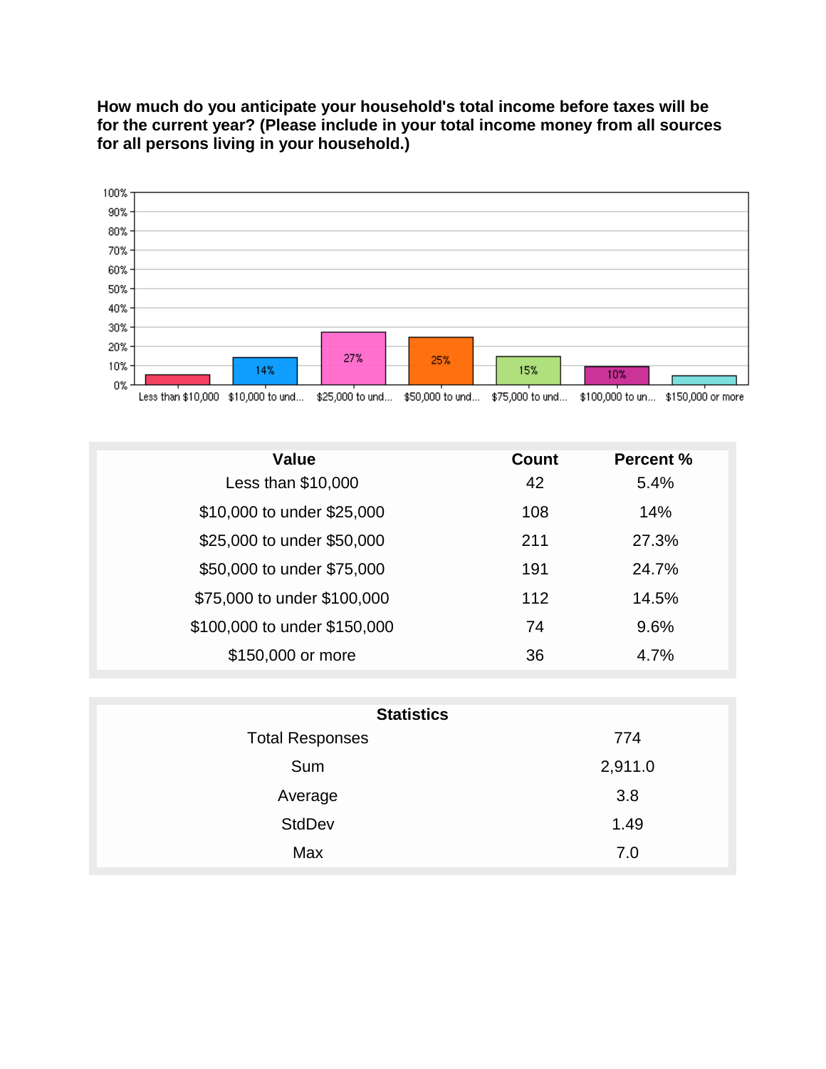**How much do you anticipate your household's total income before taxes will be for the current year? (Please include in your total income money from all sources for all persons living in your household.)**

| Value | Count | Percent % |
|---|---|---|
| Less than $10,000 | 42 | 5.4% |
| $10,000 to under $25,000 | 108 | 14% |
| $25,000 to under $50,000 | 211 | 27.3% |
| $50,000 to under $75,000 | 191 | 24.7% |
| $75,000 to under $100,000 | 112 | 14.5% |
| $100,000 to under $150,000 | 74 | 9.6% |
| $150,000 or more | 36 | 4.7% |

| Statistics | |
|---|---|
| Total Responses | 774 |
| Sum | 2,911.0 |
| Average | 3.8 |
| StdDev | 1.49 |
| Max | 7.0 |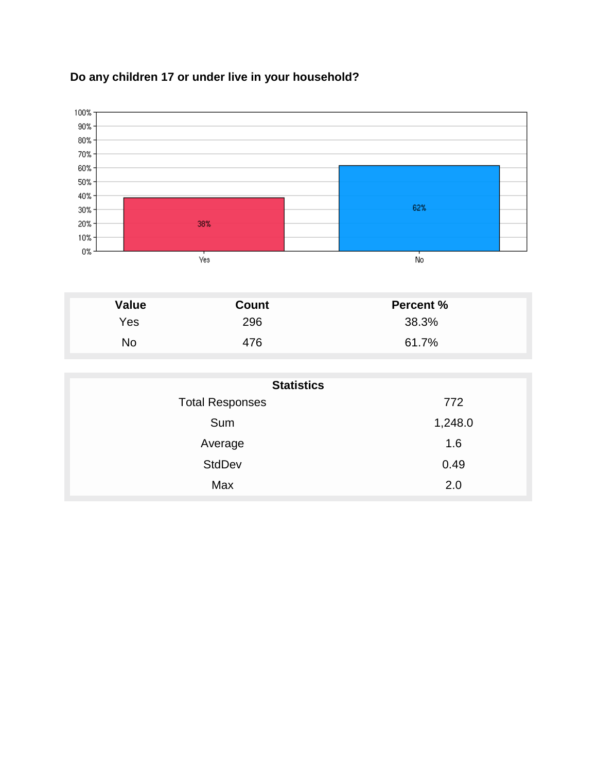**Do any children 17 or under live in your household?**

| Value | Count | Percent % |
|---|---|---|
| Yes | 296 | 38.3% |
| No | 476 | 61.7% |

| Statistics | |
|---|---|
| Total Responses | 772 |
| Sum | 1,248.0 |
| Average | 1.6 |
| StdDev | 0.49 |
| Max | 2.0 |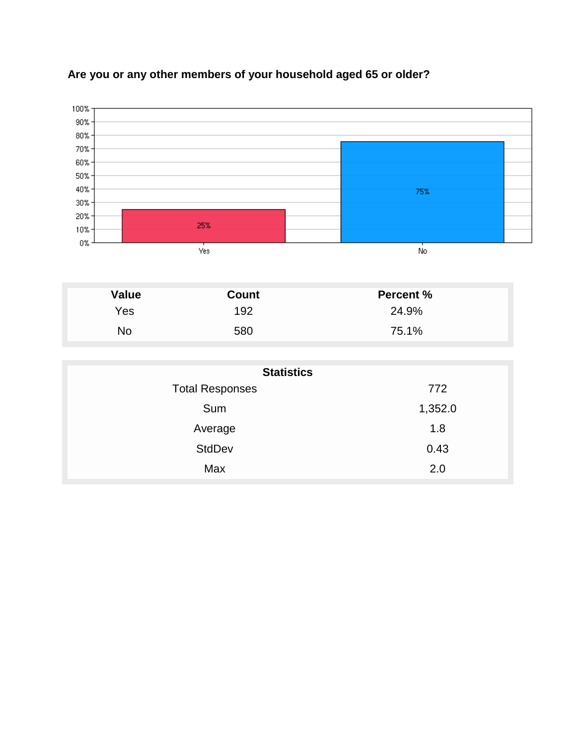**Are you or any other members of your household aged 65 or older?**

| Value | Count | Percent % |
|---|---|---|
| Yes | 192 | 24.9% |
| No | 580 | 75.1% |

| Statistics | |
|---|---|
| Total Responses | 772 |
| Sum | 1,352.0 |
| Average | 1.8 |
| StdDev | 0.43 |
| Max | 2.0 |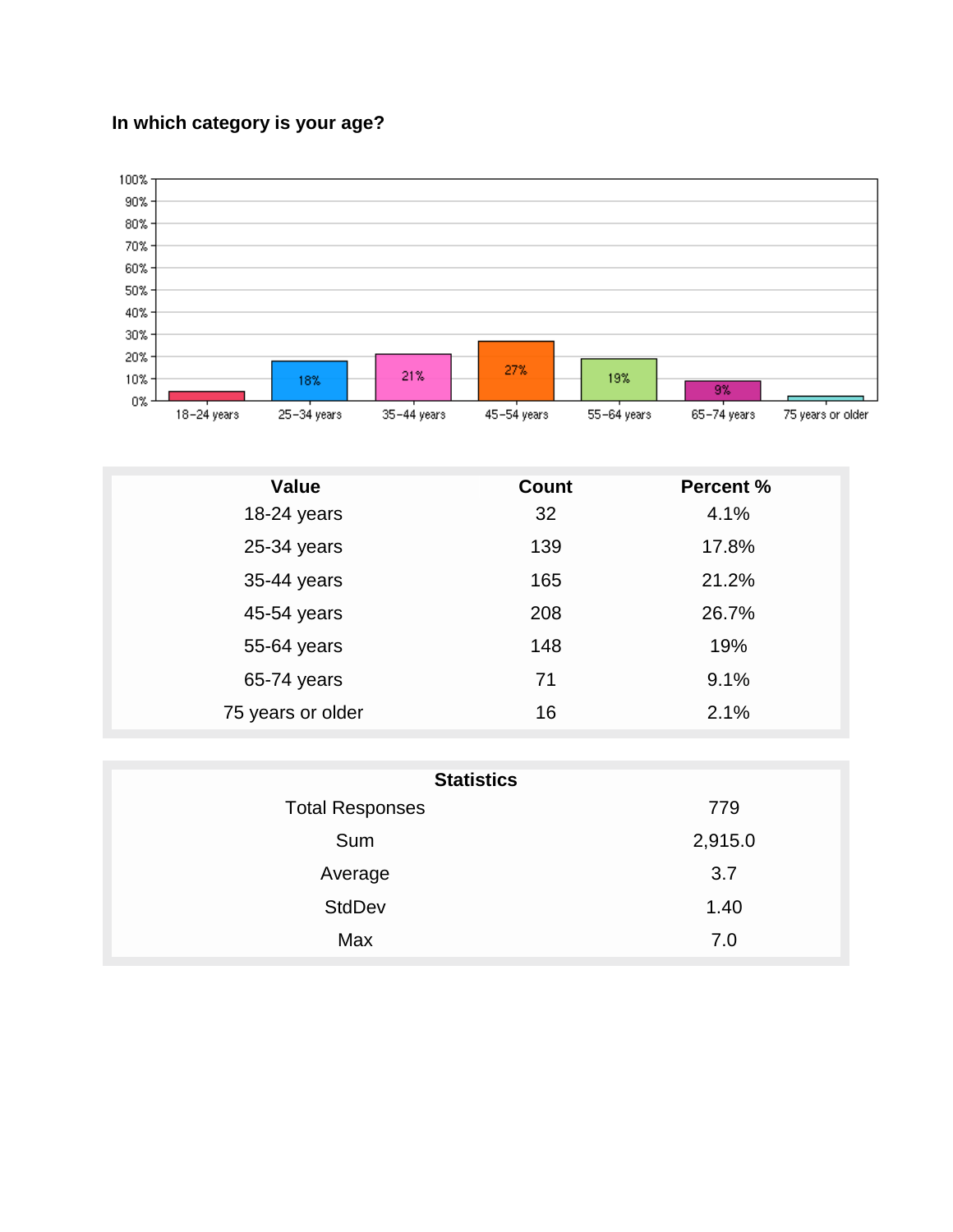### In which category is your age?

| Value | Count | Percent % |
| --- | --- | --- |
| 18-24 years | 32 | 4.1% |
| 25-34 years | 139 | 17.8% |
| 35-44 years | 165 | 21.2% |
| 45-54 years | 208 | 26.7% |
| 55-64 years | 148 | 19% |
| 65-74 years | 71 | 9.1% |
| 75 years or older | 16 | 2.1% |

| Statistics | |
| --- | --- |
| Total Responses | 779 |
| Sum | 2,915.0 |
| Average | 3.7 |
| StdDev | 1.40 |
| Max | 7.0 |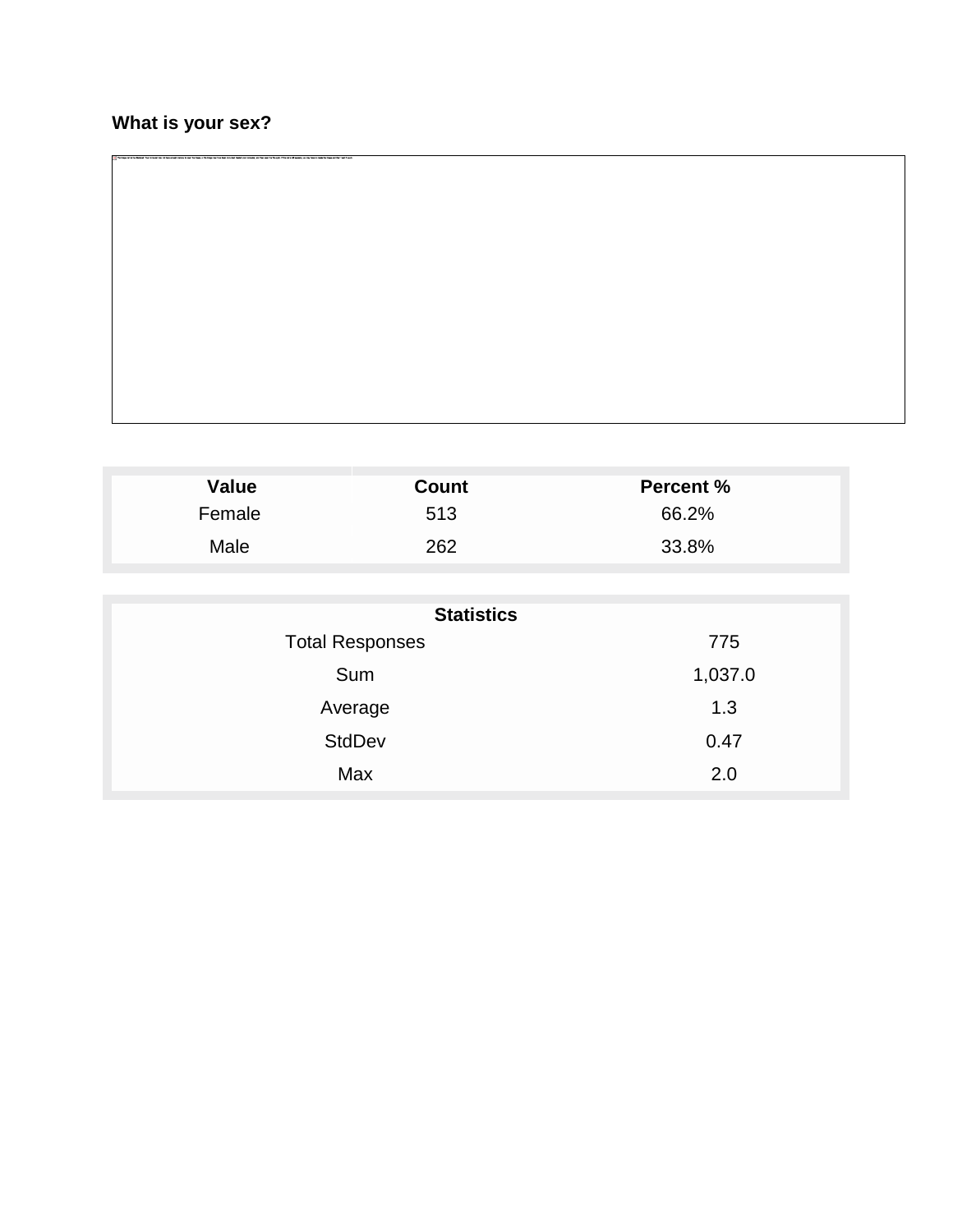**What is your sex?**

| Value | Count | Percent % |
|---|---|---|
| Female | 513 | 66.2% |
| Male | 262 | 33.8% |

| Statistics | |
|---|---|
| Total Responses | 775 |
| Sum | 1,037.0 |
| Average | 1.3 |
| StdDev | 0.47 |
| Max | 2.0 |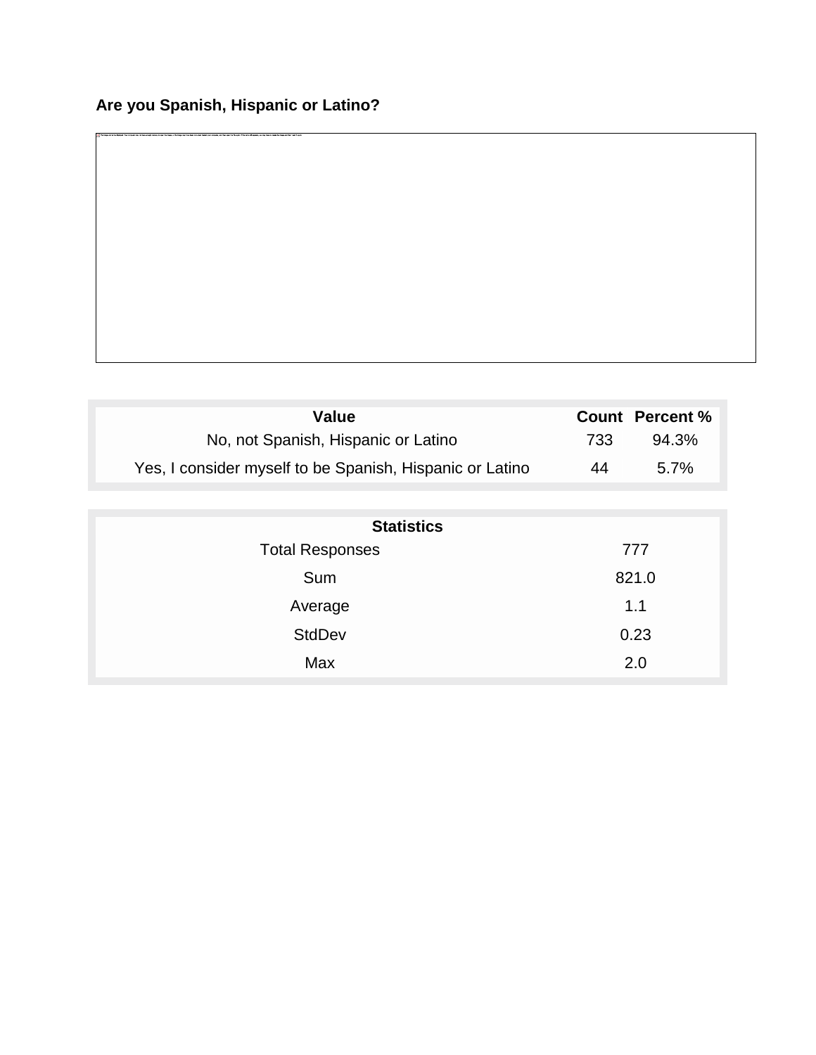## Are you Spanish, Hispanic or Latino?

| Value | Count | Percent % |
|---|---|---|
| No, not Spanish, Hispanic or Latino | 733 | 94.3% |
| Yes, I consider myself to be Spanish, Hispanic or Latino | 44 | 5.7% |

| Statistics | |
|---|---|
| Total Responses | 777 |
| Sum | 821.0 |
| Average | 1.1 |
| StdDev | 0.23 |
| Max | 2.0 |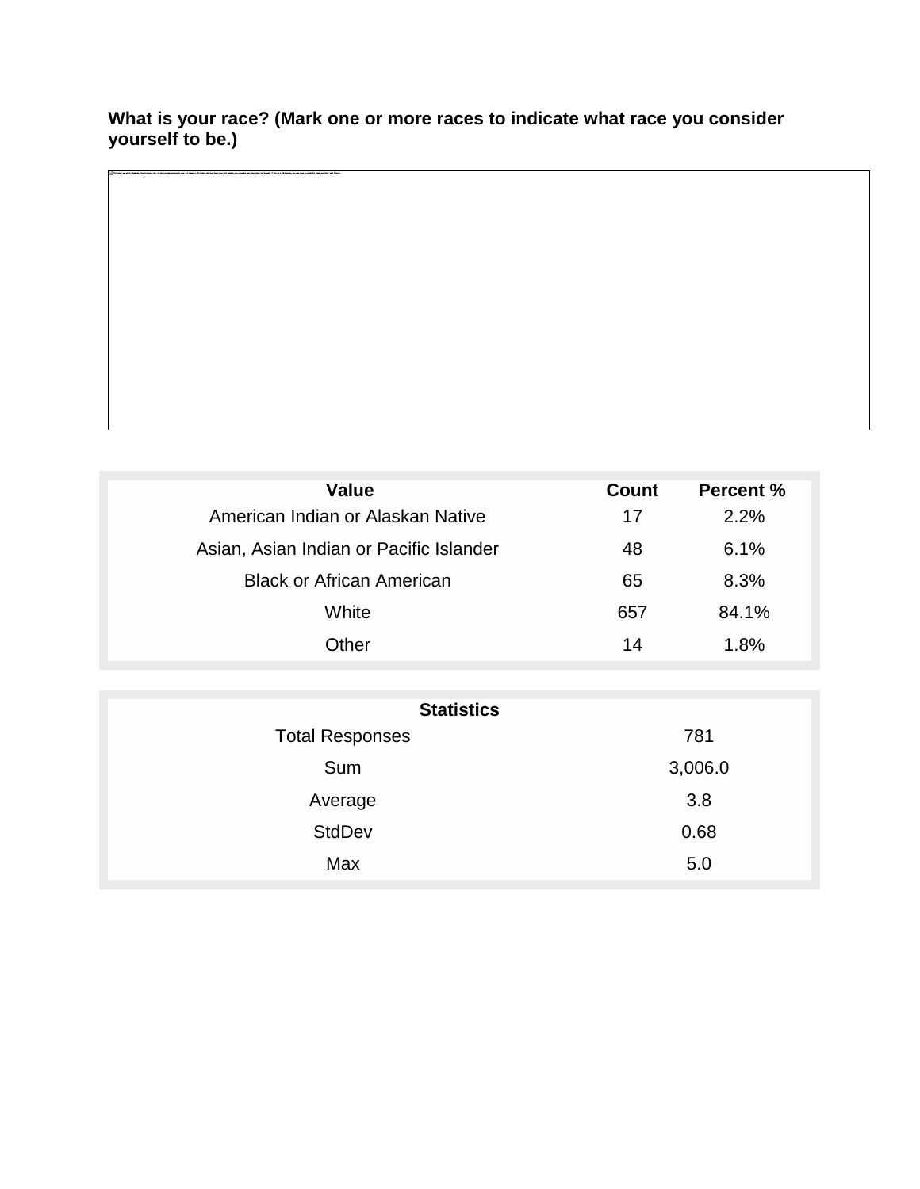**What is your race? (Mark one or more races to indicate what race you consider yourself to be.)**

| Value | Count | Percent % |
|---|---|---|
| American Indian or Alaskan Native | 17 | 2.2% |
| Asian, Asian Indian or Pacific Islander | 48 | 6.1% |
| Black or African American | 65 | 8.3% |
| White | 657 | 84.1% |
| Other | 14 | 1.8% |

| Statistics | |
|---|---|
| Total Responses | 781 |
| Sum | 3,006.0 |
| Average | 3.8 |
| StdDev | 0.68 |
| Max | 5.0 |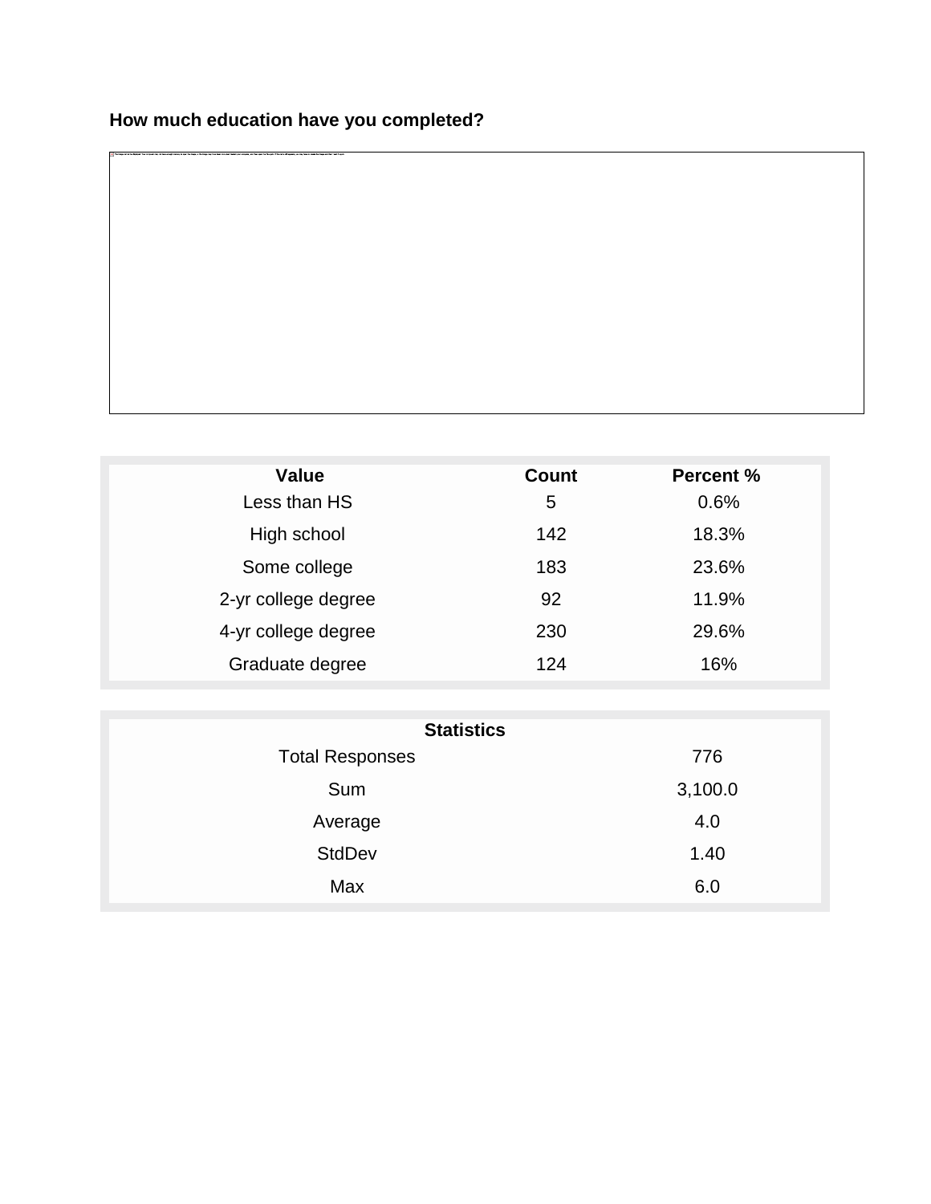### How much education have you completed?

| Value | Count | Percent % |
| --- | --- | --- |
| Less than HS | 5 | 0.6% |
| High school | 142 | 18.3% |
| Some college | 183 | 23.6% |
| 2-yr college degree | 92 | 11.9% |
| 4-yr college degree | 230 | 29.6% |
| Graduate degree | 124 | 16% |

| Statistics | |
| --- | --- |
| Total Responses | 776 |
| Sum | 3,100.0 |
| Average | 4.0 |
| StdDev | 1.40 |
| Max | 6.0 |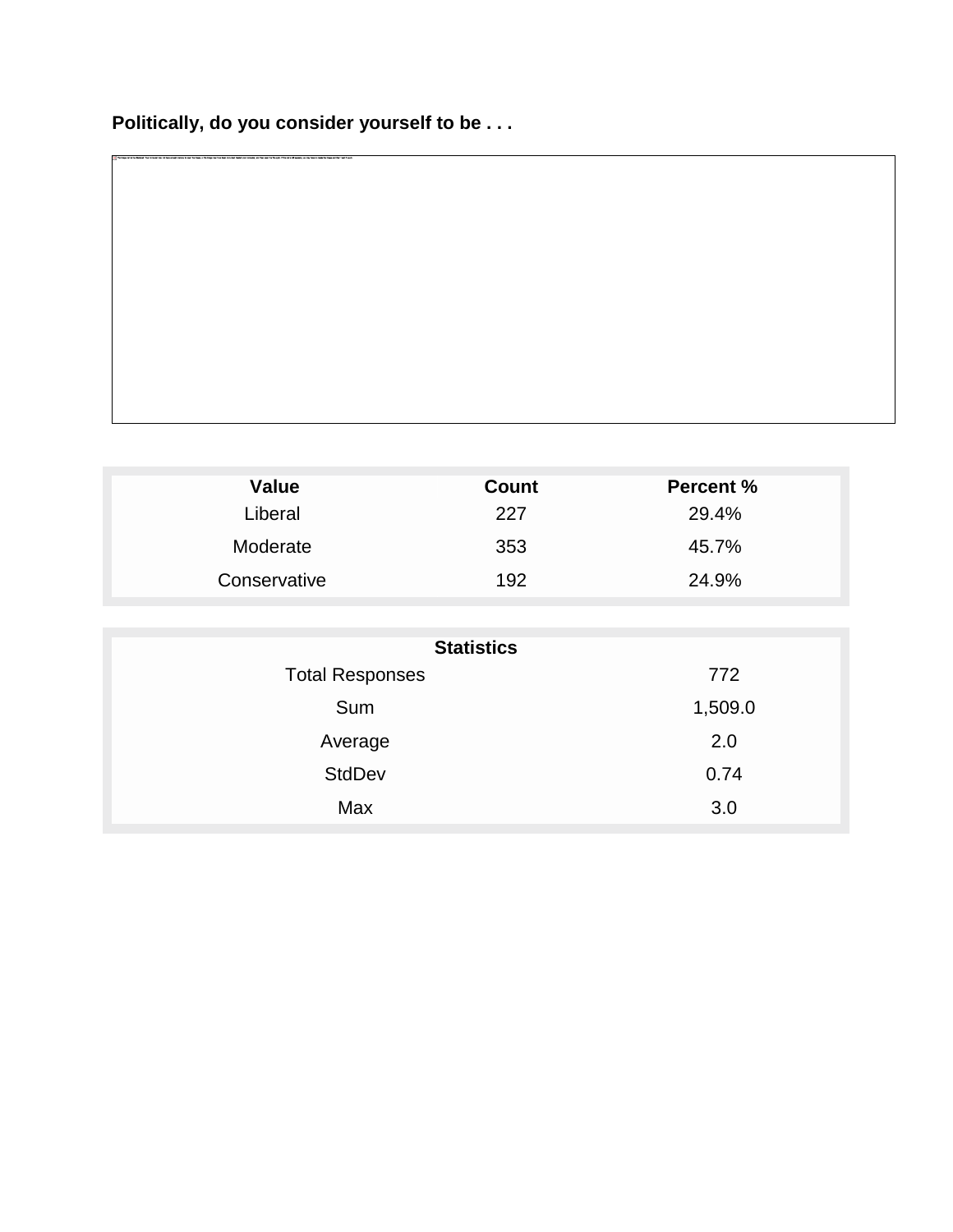**Politically, do you consider yourself to be . . .**

| Value | Count | Percent % |
| --- | --- | --- |
| Liberal | 227 | 29.4% |
| Moderate | 353 | 45.7% |
| Conservative | 192 | 24.9% |

| Statistics | |
| --- | --- |
| Total Responses | 772 |
| Sum | 1,509.0 |
| Average | 2.0 |
| StdDev | 0.74 |
| Max | 3.0 |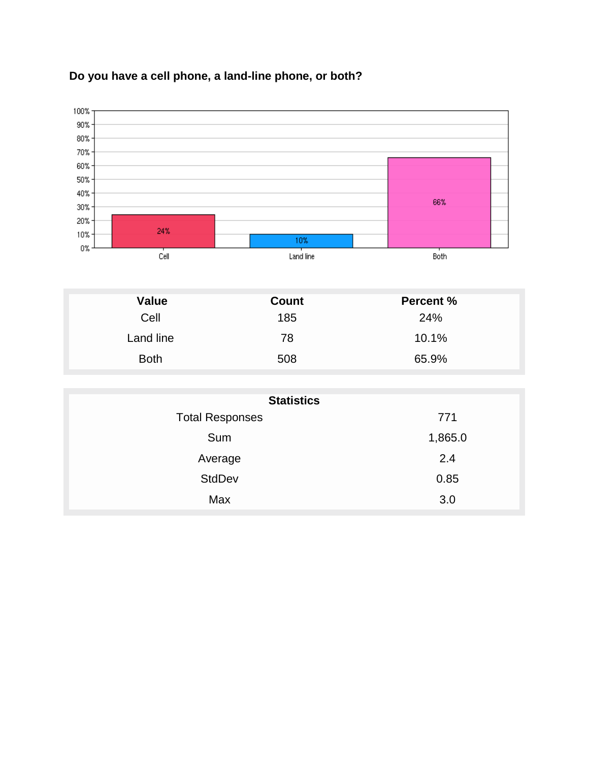### Do you have a cell phone, a land-line phone, or both?

| Value | Count | Percent % |
| --- | --- | --- |
| Cell | 185 | 24% |
| Land line | 78 | 10.1% |
| Both | 508 | 65.9% |

| Statistics | |
| --- | --- |
| Total Responses | 771 |
| Sum | 1,865.0 |
| Average | 2.4 |
| StdDev | 0.85 |
| Max | 3.0 |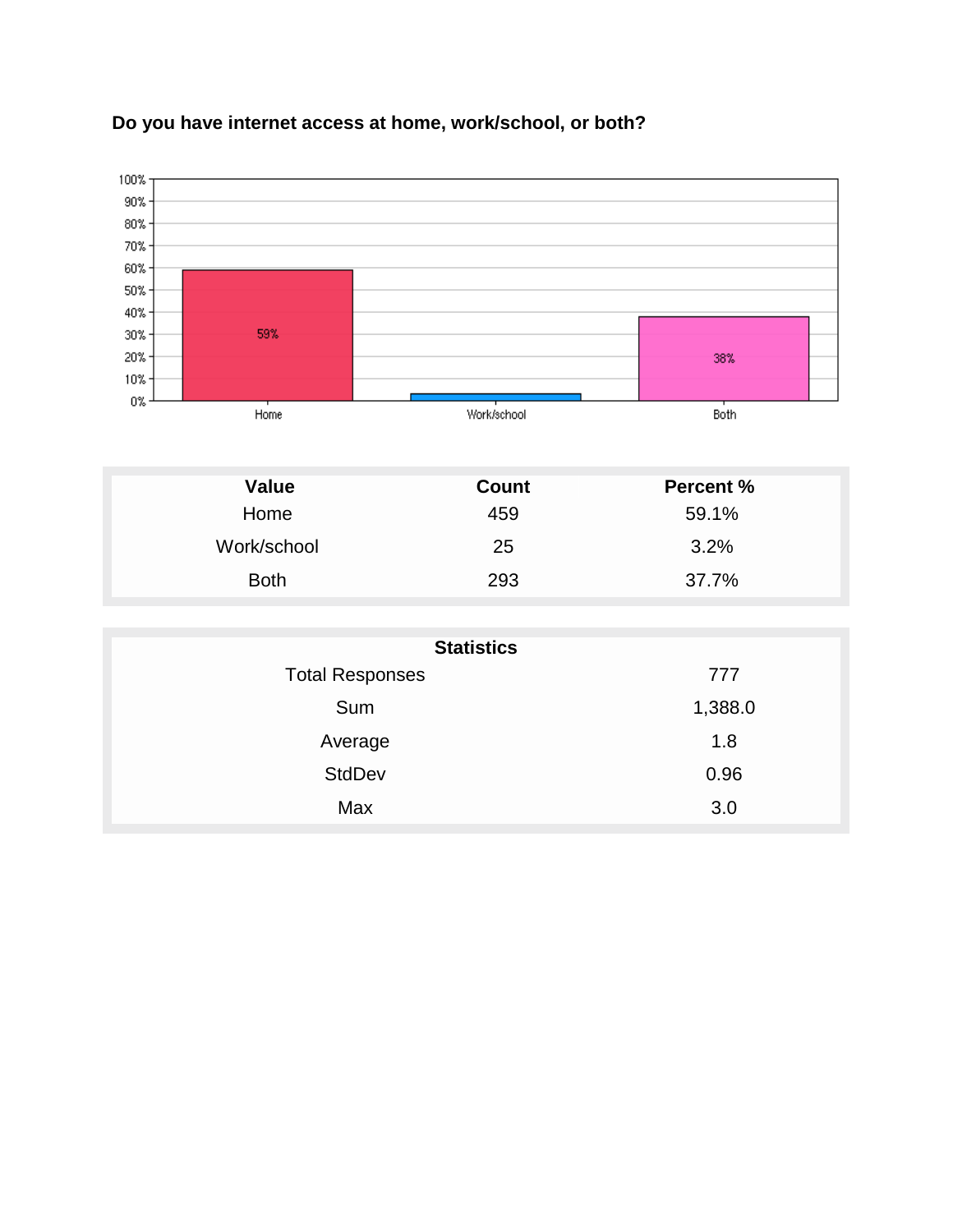**Do you have internet access at home, work/school, or both?**

| Value | Count | Percent % |
|---|---|---|
| Home | 459 | 59.1% |
| Work/school | 25 | 3.2% |
| Both | 293 | 37.7% |

| Statistics | |
|---|---|
| Total Responses | 777 |
| Sum | 1,388.0 |
| Average | 1.8 |
| StdDev | 0.96 |
| Max | 3.0 |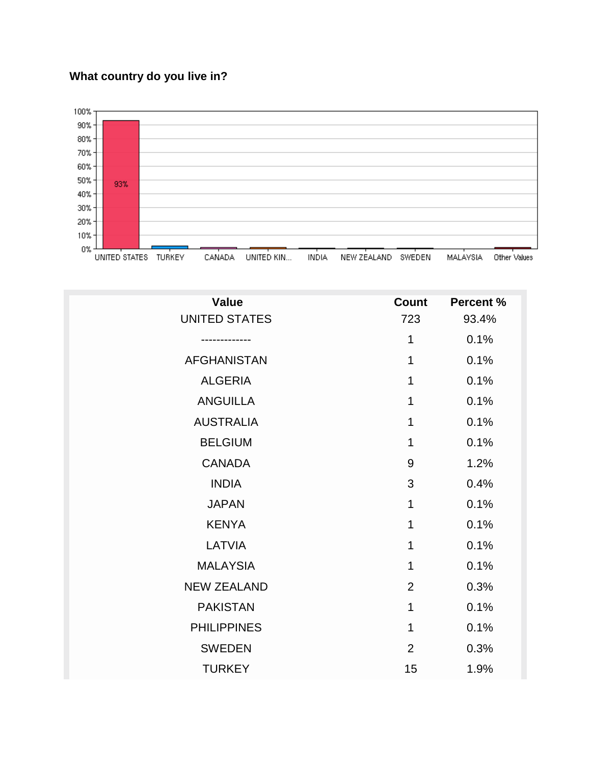**What country do you live in?**

| Value | Count | Percent % |
|---|---|---|
| UNITED STATES | 723 | 93.4% |
| ------------- | 1 | 0.1% |
| AFGHANISTAN | 1 | 0.1% |
| ALGERIA | 1 | 0.1% |
| ANGUILLA | 1 | 0.1% |
| AUSTRALIA | 1 | 0.1% |
| BELGIUM | 1 | 0.1% |
| CANADA | 9 | 1.2% |
| INDIA | 3 | 0.4% |
| JAPAN | 1 | 0.1% |
| KENYA | 1 | 0.1% |
| LATVIA | 1 | 0.1% |
| MALAYSIA | 1 | 0.1% |
| NEW ZEALAND | 2 | 0.3% |
| PAKISTAN | 1 | 0.1% |
| PHILIPPINES | 1 | 0.1% |
| SWEDEN | 2 | 0.3% |
| TURKEY | 15 | 1.9% |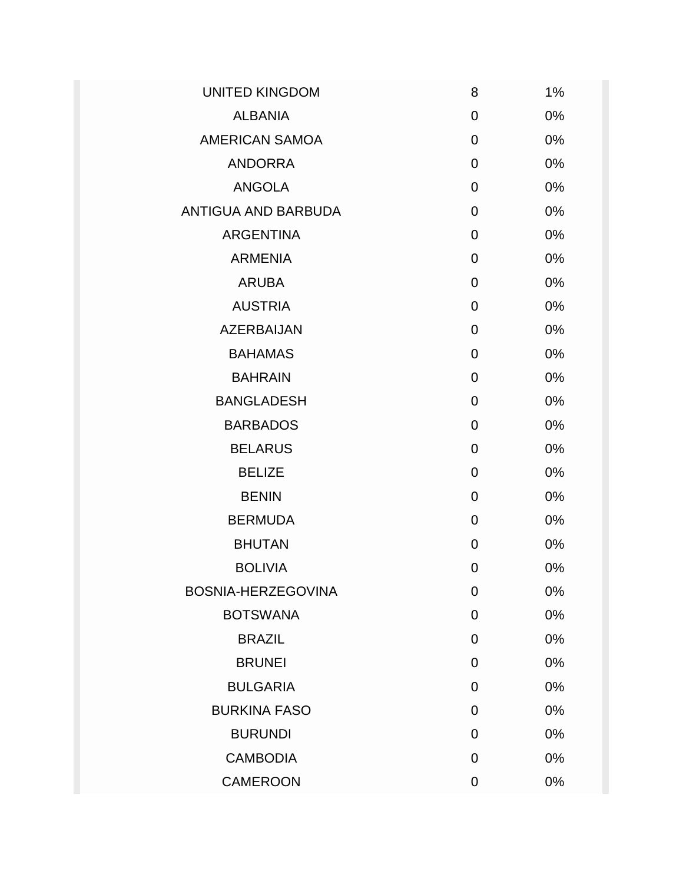| | | |
|---|---|---|
| UNITED KINGDOM | 8 | 1% |
| ALBANIA | 0 | 0% |
| AMERICAN SAMOA | 0 | 0% |
| ANDORRA | 0 | 0% |
| ANGOLA | 0 | 0% |
| ANTIGUA AND BARBUDA | 0 | 0% |
| ARGENTINA | 0 | 0% |
| ARMENIA | 0 | 0% |
| ARUBA | 0 | 0% |
| AUSTRIA | 0 | 0% |
| AZERBAIJAN | 0 | 0% |
| BAHAMAS | 0 | 0% |
| BAHRAIN | 0 | 0% |
| BANGLADESH | 0 | 0% |
| BARBADOS | 0 | 0% |
| BELARUS | 0 | 0% |
| BELIZE | 0 | 0% |
| BENIN | 0 | 0% |
| BERMUDA | 0 | 0% |
| BHUTAN | 0 | 0% |
| BOLIVIA | 0 | 0% |
| BOSNIA-HERZEGOVINA | 0 | 0% |
| BOTSWANA | 0 | 0% |
| BRAZIL | 0 | 0% |
| BRUNEI | 0 | 0% |
| BULGARIA | 0 | 0% |
| BURKINA FASO | 0 | 0% |
| BURUNDI | 0 | 0% |
| CAMBODIA | 0 | 0% |
| CAMEROON | 0 | 0% |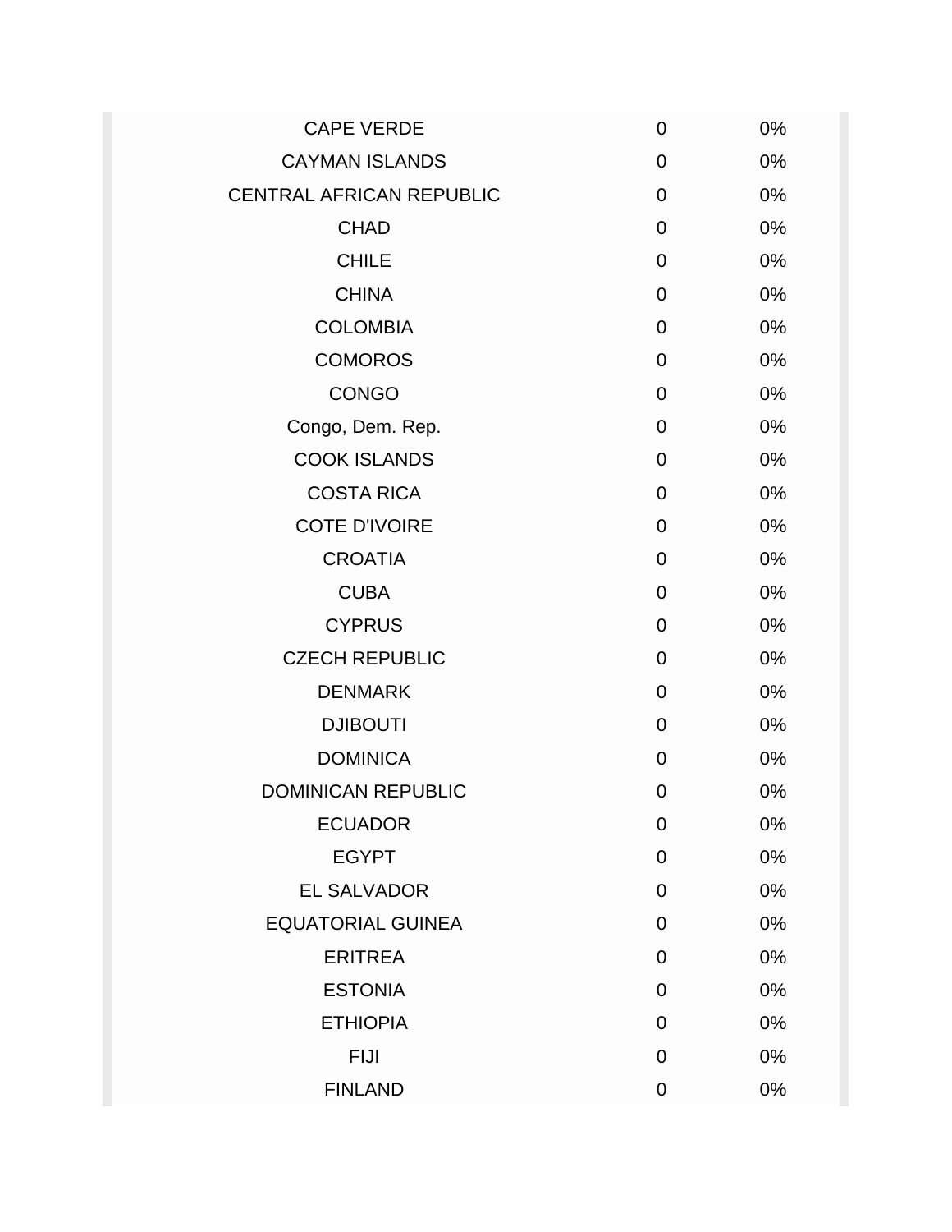| | | |
|---|---|---|
| CAPE VERDE | 0 | 0% |
| CAYMAN ISLANDS | 0 | 0% |
| CENTRAL AFRICAN REPUBLIC | 0 | 0% |
| CHAD | 0 | 0% |
| CHILE | 0 | 0% |
| CHINA | 0 | 0% |
| COLOMBIA | 0 | 0% |
| COMOROS | 0 | 0% |
| CONGO | 0 | 0% |
| Congo, Dem. Rep. | 0 | 0% |
| COOK ISLANDS | 0 | 0% |
| COSTA RICA | 0 | 0% |
| COTE D'IVOIRE | 0 | 0% |
| CROATIA | 0 | 0% |
| CUBA | 0 | 0% |
| CYPRUS | 0 | 0% |
| CZECH REPUBLIC | 0 | 0% |
| DENMARK | 0 | 0% |
| DJIBOUTI | 0 | 0% |
| DOMINICA | 0 | 0% |
| DOMINICAN REPUBLIC | 0 | 0% |
| ECUADOR | 0 | 0% |
| EGYPT | 0 | 0% |
| EL SALVADOR | 0 | 0% |
| EQUATORIAL GUINEA | 0 | 0% |
| ERITREA | 0 | 0% |
| ESTONIA | 0 | 0% |
| ETHIOPIA | 0 | 0% |
| FIJI | 0 | 0% |
| FINLAND | 0 | 0% |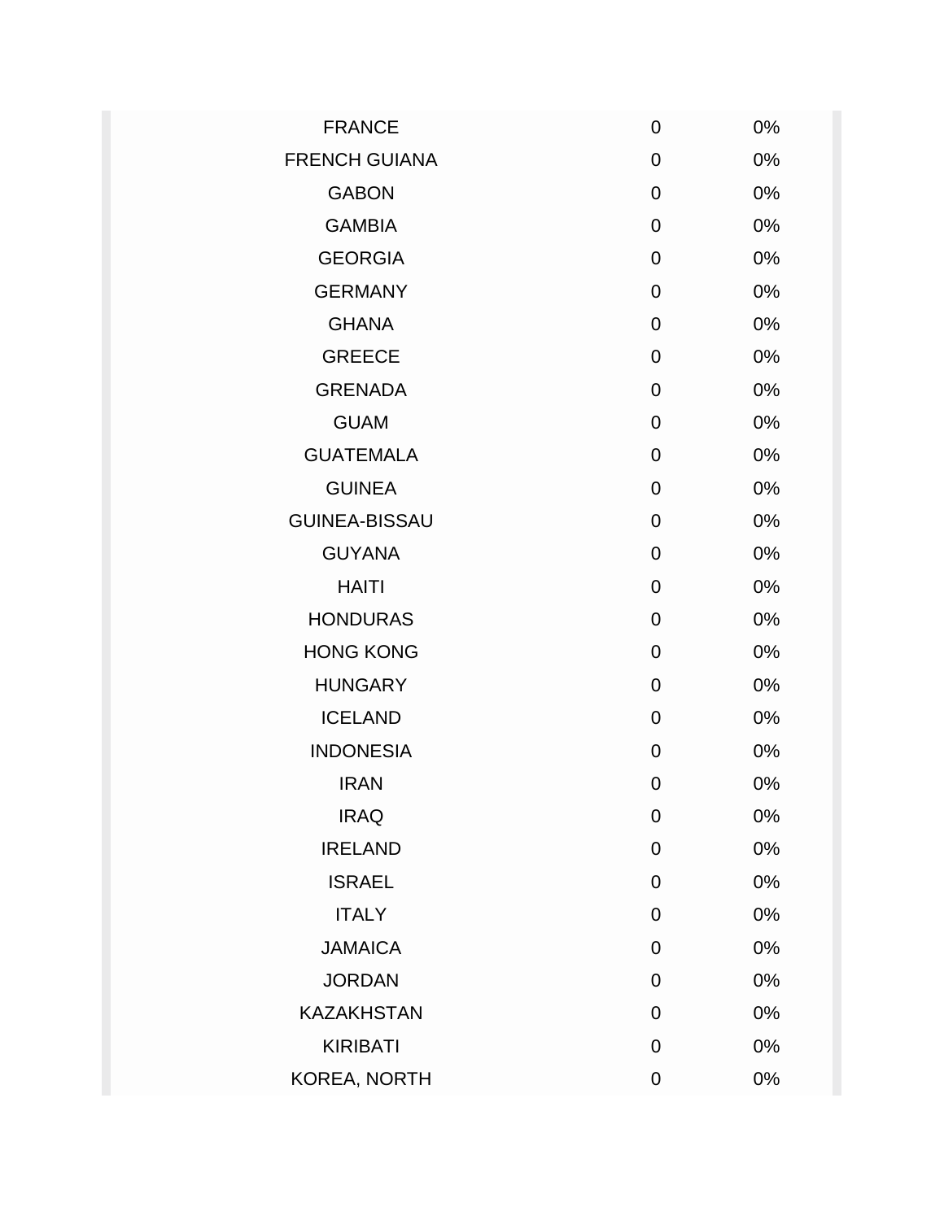| | | |
|---|---|---|
| FRANCE | 0 | 0% |
| FRENCH GUIANA | 0 | 0% |
| GABON | 0 | 0% |
| GAMBIA | 0 | 0% |
| GEORGIA | 0 | 0% |
| GERMANY | 0 | 0% |
| GHANA | 0 | 0% |
| GREECE | 0 | 0% |
| GRENADA | 0 | 0% |
| GUAM | 0 | 0% |
| GUATEMALA | 0 | 0% |
| GUINEA | 0 | 0% |
| GUINEA-BISSAU | 0 | 0% |
| GUYANA | 0 | 0% |
| HAITI | 0 | 0% |
| HONDURAS | 0 | 0% |
| HONG KONG | 0 | 0% |
| HUNGARY | 0 | 0% |
| ICELAND | 0 | 0% |
| INDONESIA | 0 | 0% |
| IRAN | 0 | 0% |
| IRAQ | 0 | 0% |
| IRELAND | 0 | 0% |
| ISRAEL | 0 | 0% |
| ITALY | 0 | 0% |
| JAMAICA | 0 | 0% |
| JORDAN | 0 | 0% |
| KAZAKHSTAN | 0 | 0% |
| KIRIBATI | 0 | 0% |
| KOREA, NORTH | 0 | 0% |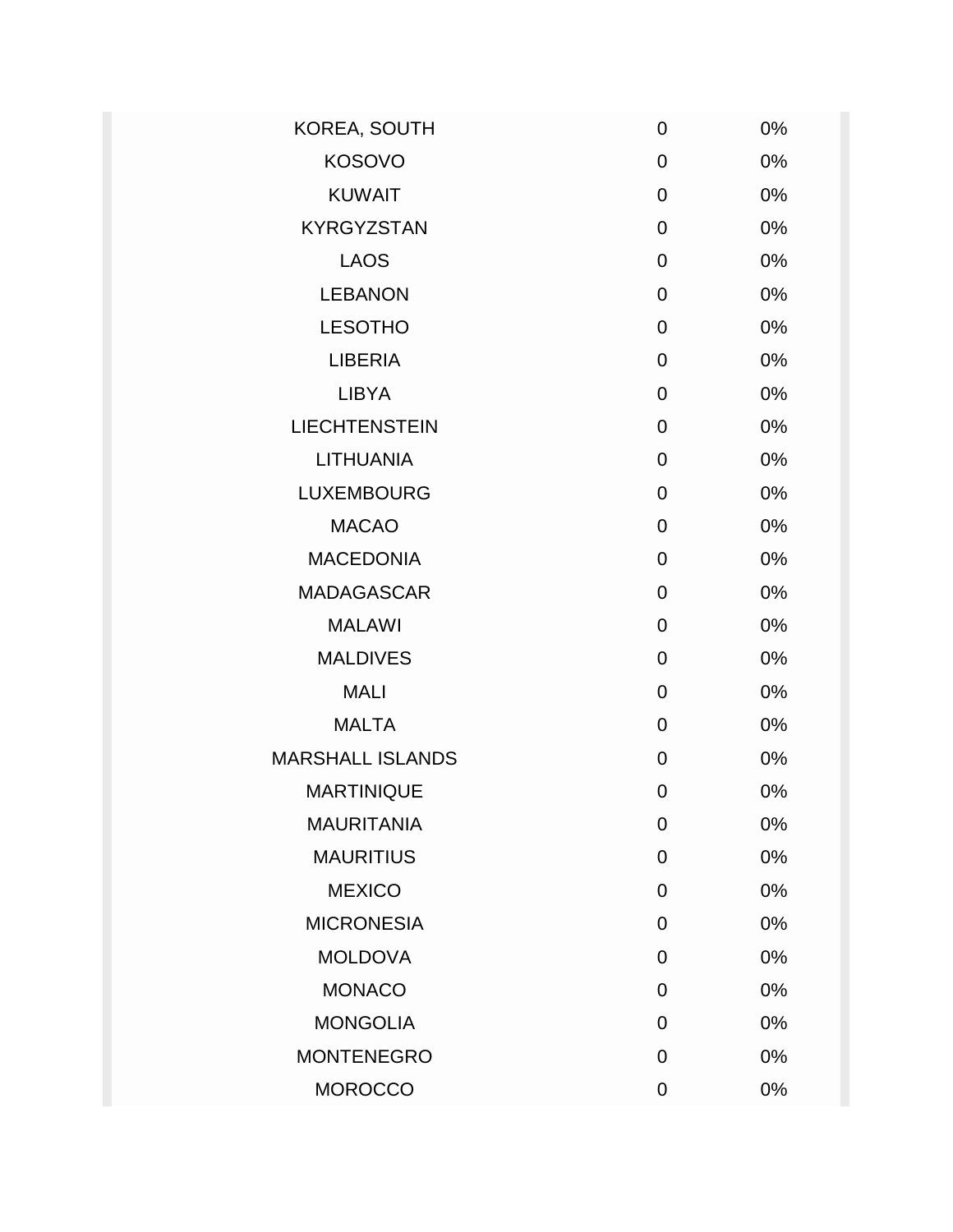| | | |
|---|---|---|
| KOREA, SOUTH | 0 | 0% |
| KOSOVO | 0 | 0% |
| KUWAIT | 0 | 0% |
| KYRGYZSTAN | 0 | 0% |
| LAOS | 0 | 0% |
| LEBANON | 0 | 0% |
| LESOTHO | 0 | 0% |
| LIBERIA | 0 | 0% |
| LIBYA | 0 | 0% |
| LIECHTENSTEIN | 0 | 0% |
| LITHUANIA | 0 | 0% |
| LUXEMBOURG | 0 | 0% |
| MACAO | 0 | 0% |
| MACEDONIA | 0 | 0% |
| MADAGASCAR | 0 | 0% |
| MALAWI | 0 | 0% |
| MALDIVES | 0 | 0% |
| MALI | 0 | 0% |
| MALTA | 0 | 0% |
| MARSHALL ISLANDS | 0 | 0% |
| MARTINIQUE | 0 | 0% |
| MAURITANIA | 0 | 0% |
| MAURITIUS | 0 | 0% |
| MEXICO | 0 | 0% |
| MICRONESIA | 0 | 0% |
| MOLDOVA | 0 | 0% |
| MONACO | 0 | 0% |
| MONGOLIA | 0 | 0% |
| MONTENEGRO | 0 | 0% |
| MOROCCO | 0 | 0% |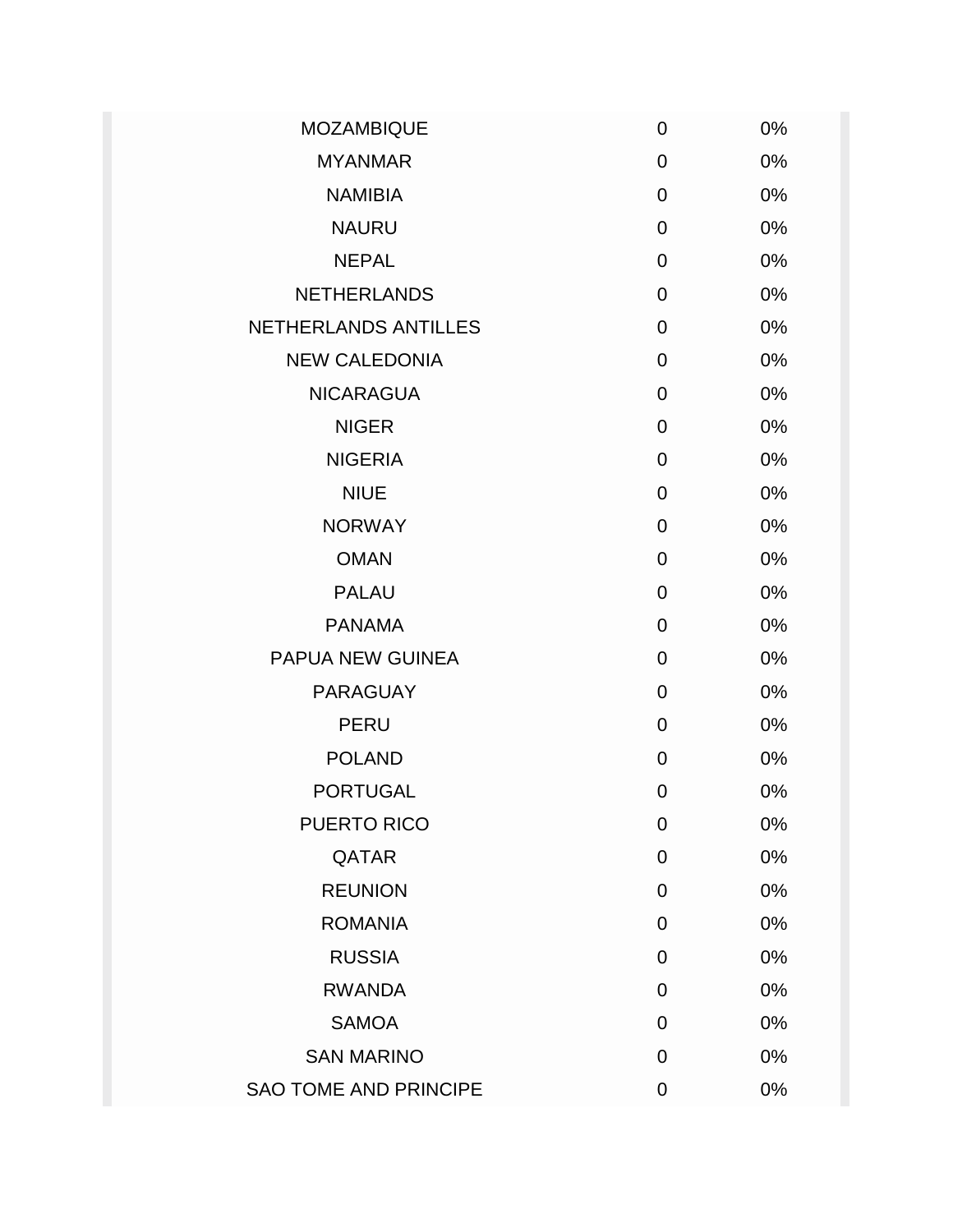| | | |
|---|---|---|
| MOZAMBIQUE | 0 | 0% |
| MYANMAR | 0 | 0% |
| NAMIBIA | 0 | 0% |
| NAURU | 0 | 0% |
| NEPAL | 0 | 0% |
| NETHERLANDS | 0 | 0% |
| NETHERLANDS ANTILLES | 0 | 0% |
| NEW CALEDONIA | 0 | 0% |
| NICARAGUA | 0 | 0% |
| NIGER | 0 | 0% |
| NIGERIA | 0 | 0% |
| NIUE | 0 | 0% |
| NORWAY | 0 | 0% |
| OMAN | 0 | 0% |
| PALAU | 0 | 0% |
| PANAMA | 0 | 0% |
| PAPUA NEW GUINEA | 0 | 0% |
| PARAGUAY | 0 | 0% |
| PERU | 0 | 0% |
| POLAND | 0 | 0% |
| PORTUGAL | 0 | 0% |
| PUERTO RICO | 0 | 0% |
| QATAR | 0 | 0% |
| REUNION | 0 | 0% |
| ROMANIA | 0 | 0% |
| RUSSIA | 0 | 0% |
| RWANDA | 0 | 0% |
| SAMOA | 0 | 0% |
| SAN MARINO | 0 | 0% |
| SAO TOME AND PRINCIPE | 0 | 0% |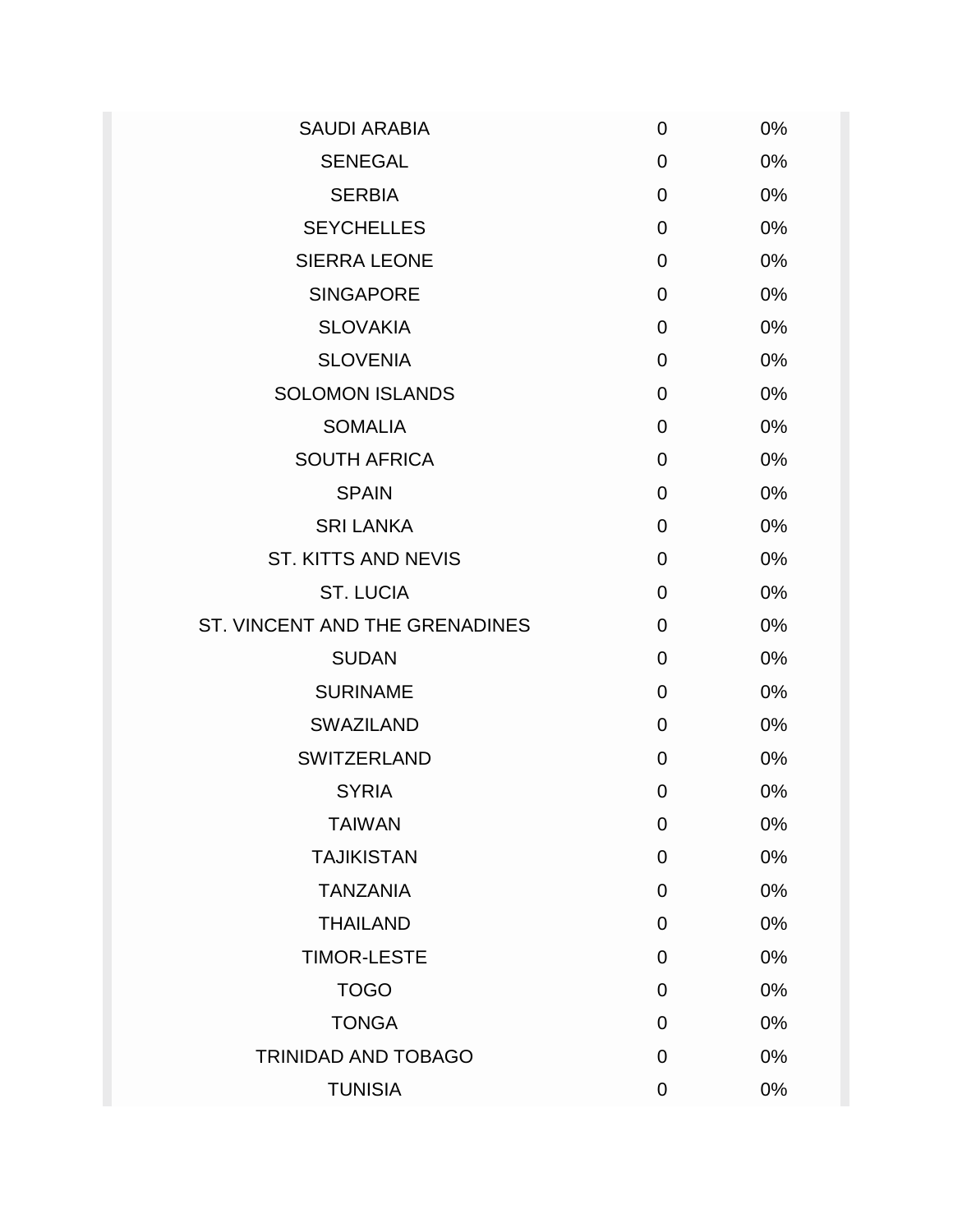| | | |
|---|---|---|
| SAUDI ARABIA | 0 | 0% |
| SENEGAL | 0 | 0% |
| SERBIA | 0 | 0% |
| SEYCHELLES | 0 | 0% |
| SIERRA LEONE | 0 | 0% |
| SINGAPORE | 0 | 0% |
| SLOVAKIA | 0 | 0% |
| SLOVENIA | 0 | 0% |
| SOLOMON ISLANDS | 0 | 0% |
| SOMALIA | 0 | 0% |
| SOUTH AFRICA | 0 | 0% |
| SPAIN | 0 | 0% |
| SRI LANKA | 0 | 0% |
| ST. KITTS AND NEVIS | 0 | 0% |
| ST. LUCIA | 0 | 0% |
| ST. VINCENT AND THE GRENADINES | 0 | 0% |
| SUDAN | 0 | 0% |
| SURINAME | 0 | 0% |
| SWAZILAND | 0 | 0% |
| SWITZERLAND | 0 | 0% |
| SYRIA | 0 | 0% |
| TAIWAN | 0 | 0% |
| TAJIKISTAN | 0 | 0% |
| TANZANIA | 0 | 0% |
| THAILAND | 0 | 0% |
| TIMOR-LESTE | 0 | 0% |
| TOGO | 0 | 0% |
| TONGA | 0 | 0% |
| TRINIDAD AND TOBAGO | 0 | 0% |
| TUNISIA | 0 | 0% |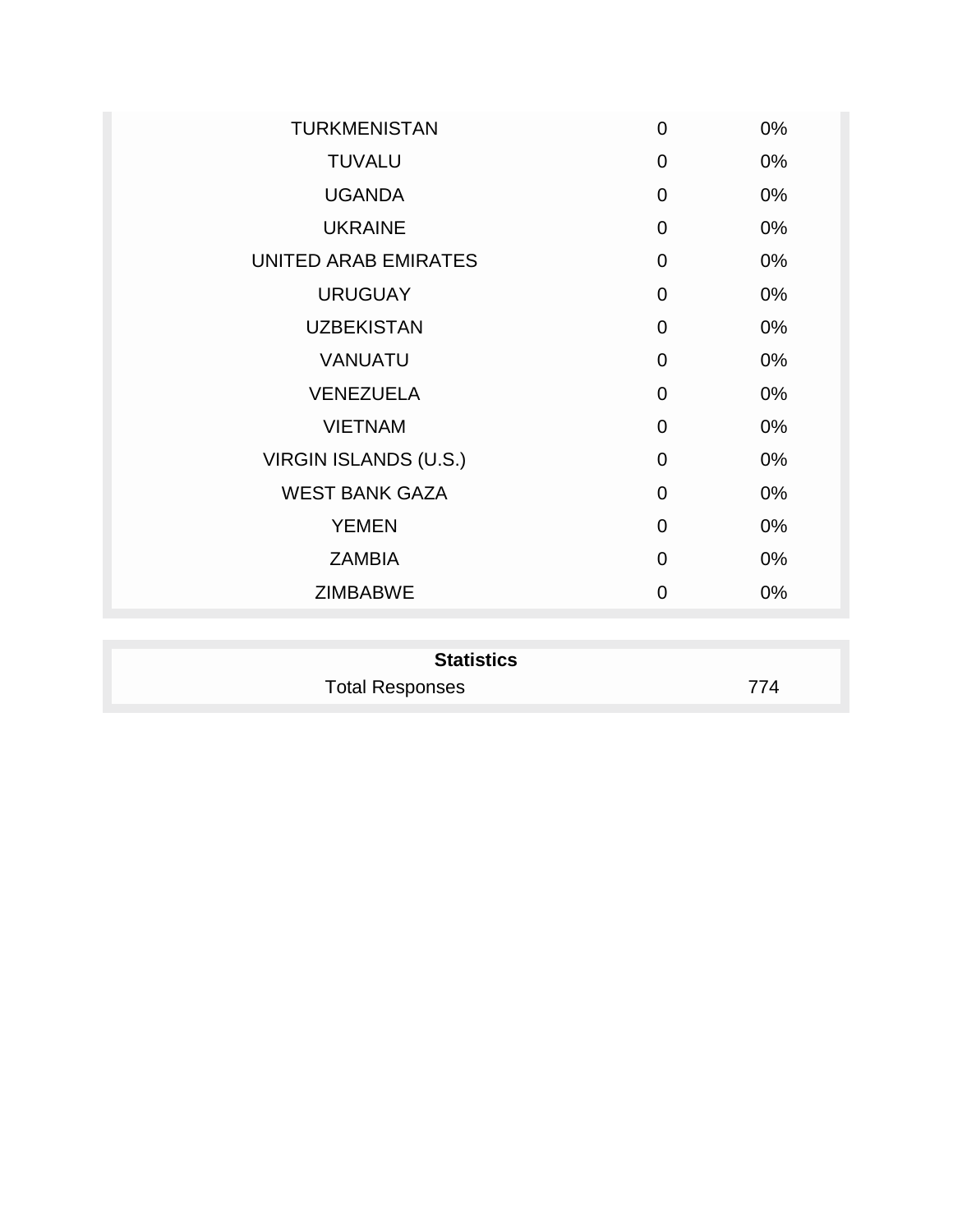| | | |
|---|---|---|
| TURKMENISTAN | 0 | 0% |
| TUVALU | 0 | 0% |
| UGANDA | 0 | 0% |
| UKRAINE | 0 | 0% |
| UNITED ARAB EMIRATES | 0 | 0% |
| URUGUAY | 0 | 0% |
| UZBEKISTAN | 0 | 0% |
| VANUATU | 0 | 0% |
| VENEZUELA | 0 | 0% |
| VIETNAM | 0 | 0% |
| VIRGIN ISLANDS (U.S.) | 0 | 0% |
| WEST BANK GAZA | 0 | 0% |
| YEMEN | 0 | 0% |
| ZAMBIA | 0 | 0% |
| ZIMBABWE | 0 | 0% |

| Statistics | |
|---|---|
| Total Responses | 774 |